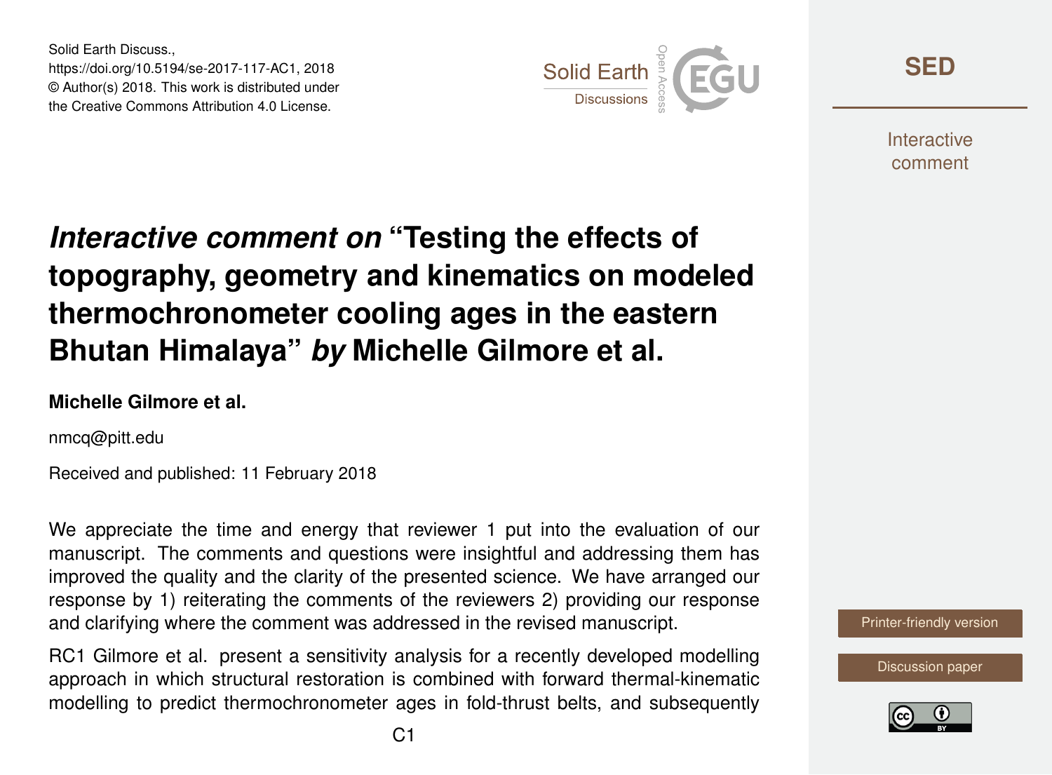Solid Earth Discuss.,
https://doi.org/10.5194/se-2017-117-AC1, 2018
© Author(s) 2018. This work is distributed under
the Creative Commons Attribution 4.0 License.

# *Interactive comment on* "Testing the effects of topography, geometry and kinematics on modeled thermochronometer cooling ages in the eastern Bhutan Himalaya" *by* Michelle Gilmore et al.

**Michelle Gilmore et al.**

nmcq@pitt.edu

Received and published: 11 February 2018

We appreciate the time and energy that reviewer 1 put into the evaluation of our manuscript. The comments and questions were insightful and addressing them has improved the quality and the clarity of the presented science. We have arranged our response by 1) reiterating the comments of the reviewers 2) providing our response and clarifying where the comment was addressed in the revised manuscript.

RC1 Gilmore et al. present a sensitivity analysis for a recently developed modelling approach in which structural restoration is combined with forward thermal-kinematic modelling to predict thermochronometer ages in fold-thrust belts, and subsequently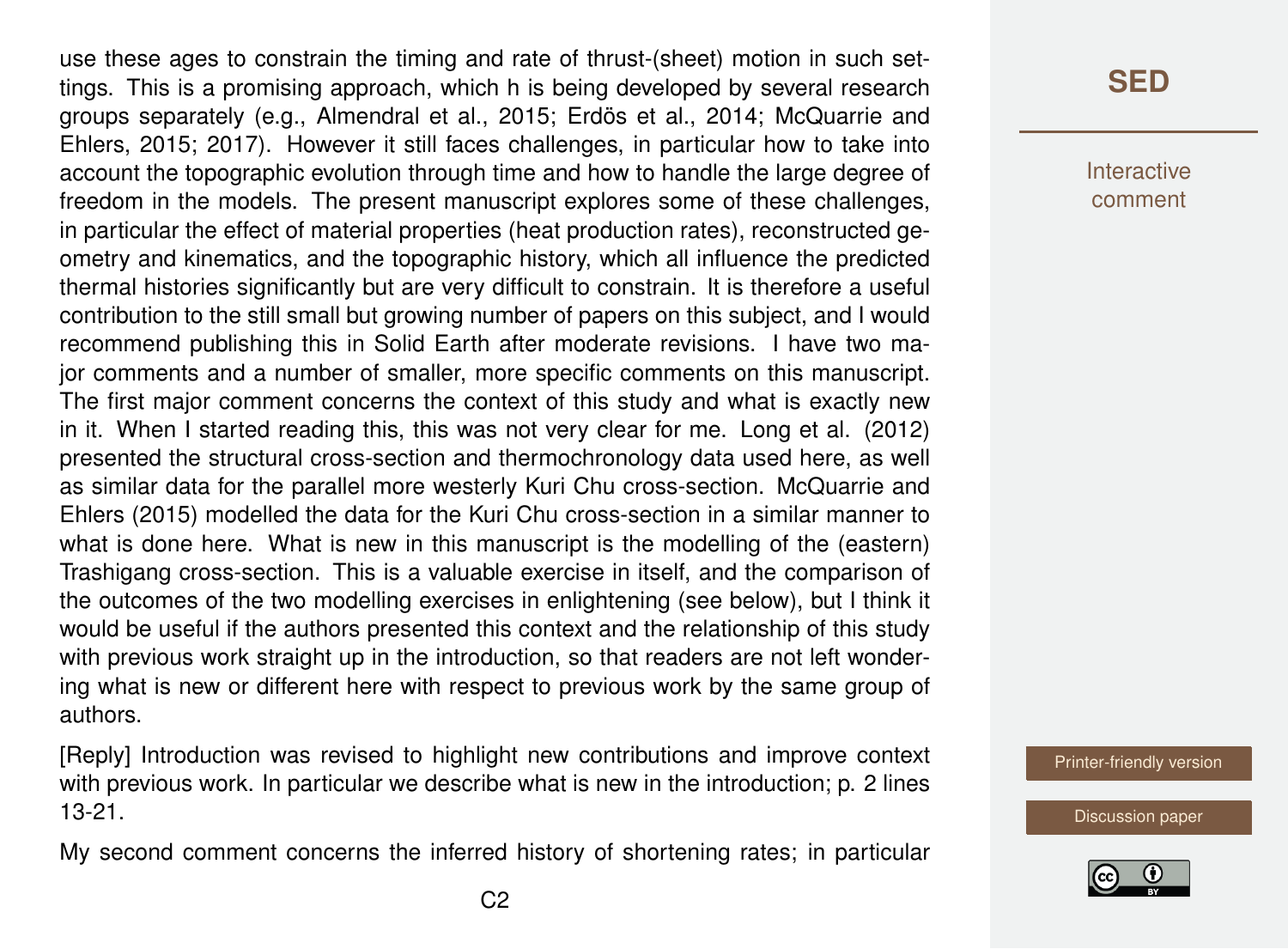use these ages to constrain the timing and rate of thrust-(sheet) motion in such settings. This is a promising approach, which h is being developed by several research groups separately (e.g., Almendral et al., 2015; Erdös et al., 2014; McQuarrie and Ehlers, 2015; 2017). However it still faces challenges, in particular how to take into account the topographic evolution through time and how to handle the large degree of freedom in the models. The present manuscript explores some of these challenges, in particular the effect of material properties (heat production rates), reconstructed geometry and kinematics, and the topographic history, which all influence the predicted thermal histories significantly but are very difficult to constrain. It is therefore a useful contribution to the still small but growing number of papers on this subject, and I would recommend publishing this in Solid Earth after moderate revisions. I have two major comments and a number of smaller, more specific comments on this manuscript. The first major comment concerns the context of this study and what is exactly new in it. When I started reading this, this was not very clear for me. Long et al. (2012) presented the structural cross-section and thermochronology data used here, as well as similar data for the parallel more westerly Kuri Chu cross-section. McQuarrie and Ehlers (2015) modelled the data for the Kuri Chu cross-section in a similar manner to what is done here. What is new in this manuscript is the modelling of the (eastern) Trashigang cross-section. This is a valuable exercise in itself, and the comparison of the outcomes of the two modelling exercises in enlightening (see below), but I think it would be useful if the authors presented this context and the relationship of this study with previous work straight up in the introduction, so that readers are not left wondering what is new or different here with respect to previous work by the same group of authors.

[Reply] Introduction was revised to highlight new contributions and improve context with previous work. In particular we describe what is new in the introduction; p. 2 lines 13-21.

My second comment concerns the inferred history of shortening rates; in particular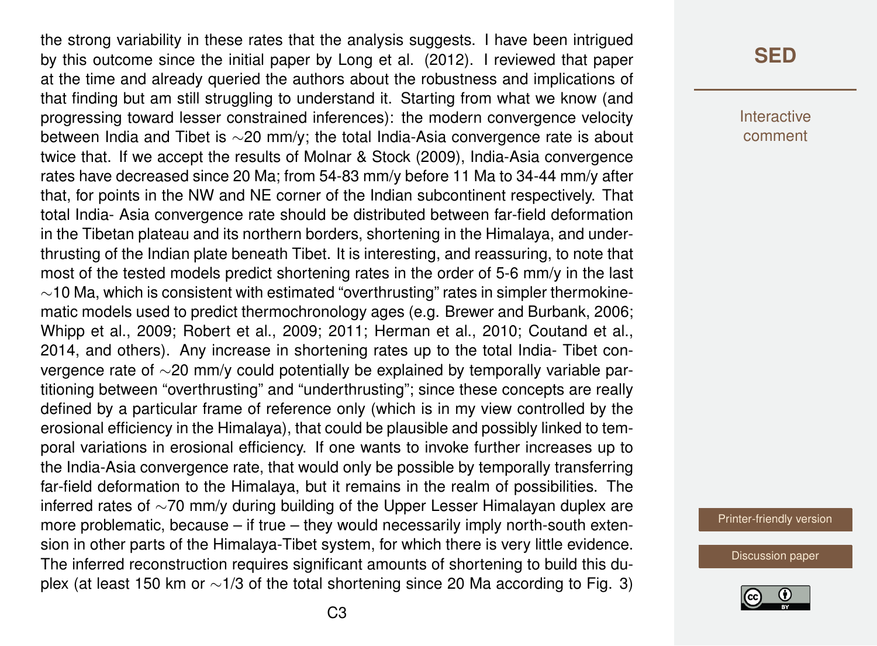the strong variability in these rates that the analysis suggests. I have been intrigued by this outcome since the initial paper by Long et al. (2012). I reviewed that paper at the time and already queried the authors about the robustness and implications of that finding but am still struggling to understand it. Starting from what we know (and progressing toward lesser constrained inferences): the modern convergence velocity between India and Tibet is $\sim$20 mm/y; the total India-Asia convergence rate is about twice that. If we accept the results of Molnar & Stock (2009), India-Asia convergence rates have decreased since 20 Ma; from 54-83 mm/y before 11 Ma to 34-44 mm/y after that, for points in the NW and NE corner of the Indian subcontinent respectively. That total India- Asia convergence rate should be distributed between far-field deformation in the Tibetan plateau and its northern borders, shortening in the Himalaya, and underthrusting of the Indian plate beneath Tibet. It is interesting, and reassuring, to note that most of the tested models predict shortening rates in the order of 5-6 mm/y in the last $\sim$10 Ma, which is consistent with estimated "overthrusting" rates in simpler thermokinematic models used to predict thermochronology ages (e.g. Brewer and Burbank, 2006; Whipp et al., 2009; Robert et al., 2009; 2011; Herman et al., 2010; Coutand et al., 2014, and others). Any increase in shortening rates up to the total India- Tibet convergence rate of $\sim$20 mm/y could potentially be explained by temporally variable partitioning between "overthrusting" and "underthrusting"; since these concepts are really defined by a particular frame of reference only (which is in my view controlled by the erosional efficiency in the Himalaya), that could be plausible and possibly linked to temporal variations in erosional efficiency. If one wants to invoke further increases up to the India-Asia convergence rate, that would only be possible by temporally transferring far-field deformation to the Himalaya, but it remains in the realm of possibilities. The inferred rates of $\sim$70 mm/y during building of the Upper Lesser Himalayan duplex are more problematic, because – if true – they would necessarily imply north-south extension in other parts of the Himalaya-Tibet system, for which there is very little evidence. The inferred reconstruction requires significant amounts of shortening to build this duplex (at least 150 km or $\sim$1/3 of the total shortening since 20 Ma according to Fig. 3)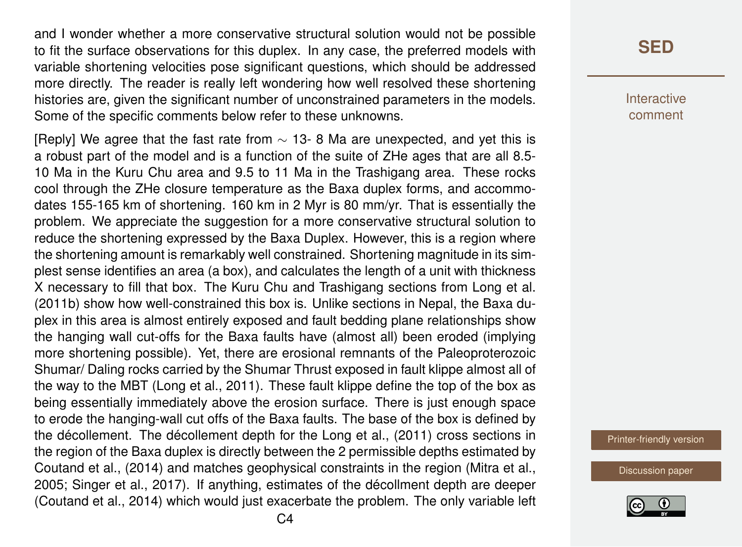and I wonder whether a more conservative structural solution would not be possible to fit the surface observations for this duplex. In any case, the preferred models with variable shortening velocities pose significant questions, which should be addressed more directly. The reader is really left wondering how well resolved these shortening histories are, given the significant number of unconstrained parameters in the models. Some of the specific comments below refer to these unknowns.

[Reply] We agree that the fast rate from ~ 13- 8 Ma are unexpected, and yet this is a robust part of the model and is a function of the suite of ZHe ages that are all 8.5-10 Ma in the Kuru Chu area and 9.5 to 11 Ma in the Trashigang area. These rocks cool through the ZHe closure temperature as the Baxa duplex forms, and accommodates 155-165 km of shortening. 160 km in 2 Myr is 80 mm/yr. That is essentially the problem. We appreciate the suggestion for a more conservative structural solution to reduce the shortening expressed by the Baxa Duplex. However, this is a region where the shortening amount is remarkably well constrained. Shortening magnitude in its simplest sense identifies an area (a box), and calculates the length of a unit with thickness X necessary to fill that box. The Kuru Chu and Trashigang sections from Long et al. (2011b) show how well-constrained this box is. Unlike sections in Nepal, the Baxa duplex in this area is almost entirely exposed and fault bedding plane relationships show the hanging wall cut-offs for the Baxa faults have (almost all) been eroded (implying more shortening possible). Yet, there are erosional remnants of the Paleoproterozoic Shumar/ Daling rocks carried by the Shumar Thrust exposed in fault klippe almost all of the way to the MBT (Long et al., 2011). These fault klippe define the top of the box as being essentially immediately above the erosion surface. There is just enough space to erode the hanging-wall cut offs of the Baxa faults. The base of the box is defined by the décollement. The décollement depth for the Long et al., (2011) cross sections in the region of the Baxa duplex is directly between the 2 permissible depths estimated by Coutand et al., (2014) and matches geophysical constraints in the region (Mitra et al., 2005; Singer et al., 2017). If anything, estimates of the décollment depth are deeper (Coutand et al., 2014) which would just exacerbate the problem. The only variable left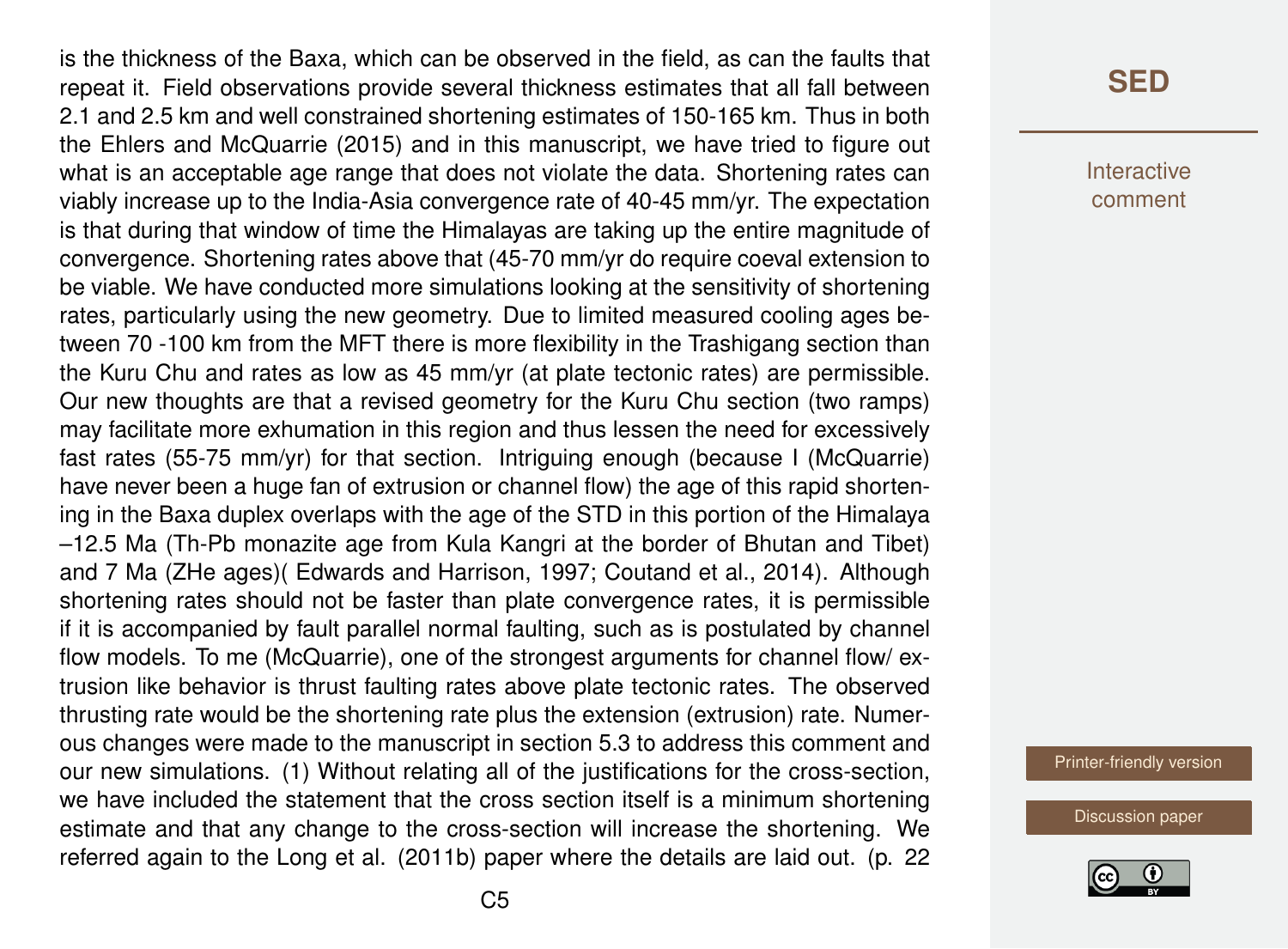is the thickness of the Baxa, which can be observed in the field, as can the faults that repeat it. Field observations provide several thickness estimates that all fall between 2.1 and 2.5 km and well constrained shortening estimates of 150-165 km. Thus in both the Ehlers and McQuarrie (2015) and in this manuscript, we have tried to figure out what is an acceptable age range that does not violate the data. Shortening rates can viably increase up to the India-Asia convergence rate of 40-45 mm/yr. The expectation is that during that window of time the Himalayas are taking up the entire magnitude of convergence. Shortening rates above that (45-70 mm/yr do require coeval extension to be viable. We have conducted more simulations looking at the sensitivity of shortening rates, particularly using the new geometry. Due to limited measured cooling ages between 70 -100 km from the MFT there is more flexibility in the Trashigang section than the Kuru Chu and rates as low as 45 mm/yr (at plate tectonic rates) are permissible. Our new thoughts are that a revised geometry for the Kuru Chu section (two ramps) may facilitate more exhumation in this region and thus lessen the need for excessively fast rates (55-75 mm/yr) for that section. Intriguing enough (because I (McQuarrie) have never been a huge fan of extrusion or channel flow) the age of this rapid shortening in the Baxa duplex overlaps with the age of the STD in this portion of the Himalaya –12.5 Ma (Th-Pb monazite age from Kula Kangri at the border of Bhutan and Tibet) and 7 Ma (ZHe ages)( Edwards and Harrison, 1997; Coutand et al., 2014). Although shortening rates should not be faster than plate convergence rates, it is permissible if it is accompanied by fault parallel normal faulting, such as is postulated by channel flow models. To me (McQuarrie), one of the strongest arguments for channel flow/ extrusion like behavior is thrust faulting rates above plate tectonic rates. The observed thrusting rate would be the shortening rate plus the extension (extrusion) rate. Numerous changes were made to the manuscript in section 5.3 to address this comment and our new simulations. (1) Without relating all of the justifications for the cross-section, we have included the statement that the cross section itself is a minimum shortening estimate and that any change to the cross-section will increase the shortening. We referred again to the Long et al. (2011b) paper where the details are laid out. (p. 22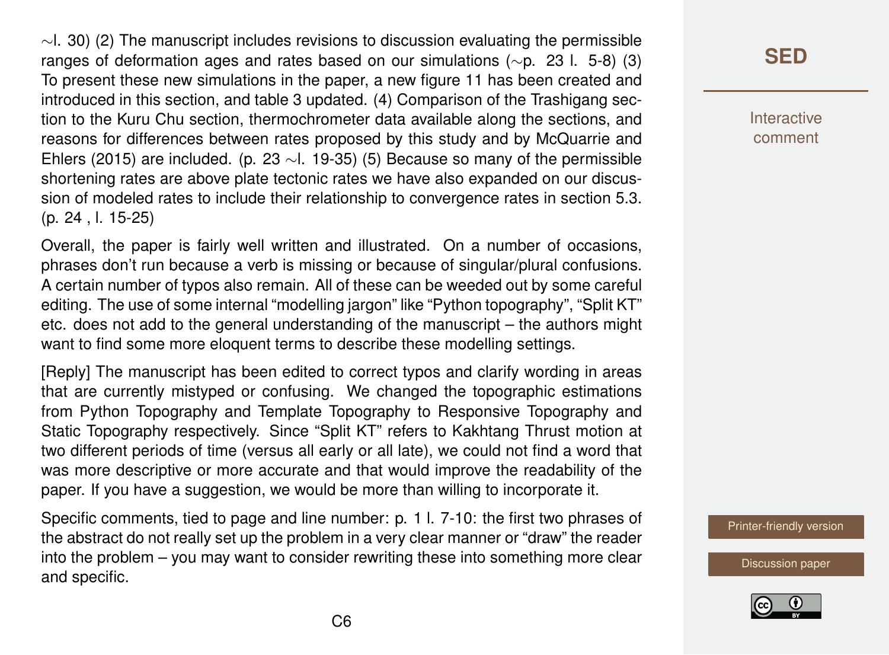~l. 30) (2) The manuscript includes revisions to discussion evaluating the permissible ranges of deformation ages and rates based on our simulations (~p. 23 l. 5-8) (3) To present these new simulations in the paper, a new figure 11 has been created and introduced in this section, and table 3 updated. (4) Comparison of the Trashigang section to the Kuru Chu section, thermochrometer data available along the sections, and reasons for differences between rates proposed by this study and by McQuarrie and Ehlers (2015) are included. (p. 23 ~l. 19-35) (5) Because so many of the permissible shortening rates are above plate tectonic rates we have also expanded on our discussion of modeled rates to include their relationship to convergence rates in section 5.3. (p. 24 , l. 15-25)

Overall, the paper is fairly well written and illustrated. On a number of occasions, phrases don't run because a verb is missing or because of singular/plural confusions. A certain number of typos also remain. All of these can be weeded out by some careful editing. The use of some internal "modelling jargon" like "Python topography", "Split KT" etc. does not add to the general understanding of the manuscript – the authors might want to find some more eloquent terms to describe these modelling settings.

[Reply] The manuscript has been edited to correct typos and clarify wording in areas that are currently mistyped or confusing. We changed the topographic estimations from Python Topography and Template Topography to Responsive Topography and Static Topography respectively. Since "Split KT" refers to Kakhtang Thrust motion at two different periods of time (versus all early or all late), we could not find a word that was more descriptive or more accurate and that would improve the readability of the paper. If you have a suggestion, we would be more than willing to incorporate it.

Specific comments, tied to page and line number: p. 1 l. 7-10: the first two phrases of the abstract do not really set up the problem in a very clear manner or "draw" the reader into the problem – you may want to consider rewriting these into something more clear and specific.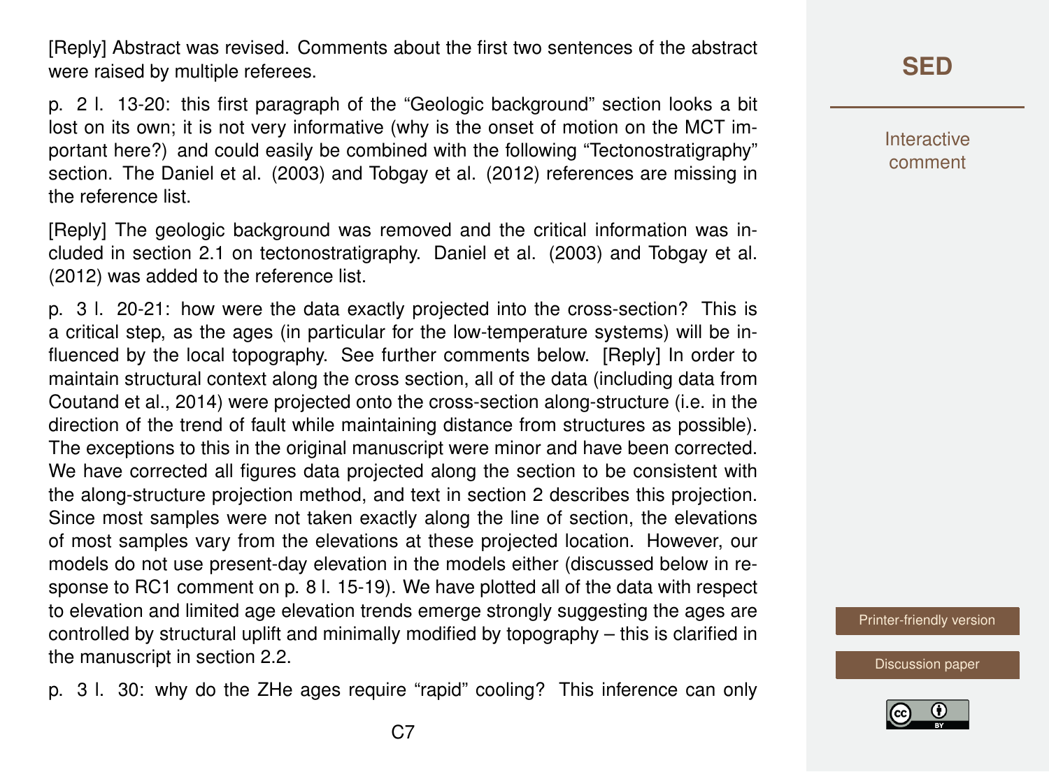[Reply] Abstract was revised. Comments about the first two sentences of the abstract were raised by multiple referees.

p. 2 l. 13-20: this first paragraph of the "Geologic background" section looks a bit lost on its own; it is not very informative (why is the onset of motion on the MCT important here?) and could easily be combined with the following "Tectonostratigraphy" section. The Daniel et al. (2003) and Tobgay et al. (2012) references are missing in the reference list.

[Reply] The geologic background was removed and the critical information was included in section 2.1 on tectonostratigraphy. Daniel et al. (2003) and Tobgay et al. (2012) was added to the reference list.

p. 3 l. 20-21: how were the data exactly projected into the cross-section? This is a critical step, as the ages (in particular for the low-temperature systems) will be influenced by the local topography. See further comments below. [Reply] In order to maintain structural context along the cross section, all of the data (including data from Coutand et al., 2014) were projected onto the cross-section along-structure (i.e. in the direction of the trend of fault while maintaining distance from structures as possible). The exceptions to this in the original manuscript were minor and have been corrected. We have corrected all figures data projected along the section to be consistent with the along-structure projection method, and text in section 2 describes this projection. Since most samples were not taken exactly along the line of section, the elevations of most samples vary from the elevations at these projected location. However, our models do not use present-day elevation in the models either (discussed below in response to RC1 comment on p. 8 l. 15-19). We have plotted all of the data with respect to elevation and limited age elevation trends emerge strongly suggesting the ages are controlled by structural uplift and minimally modified by topography – this is clarified in the manuscript in section 2.2.

p. 3 l. 30: why do the ZHe ages require "rapid" cooling? This inference can only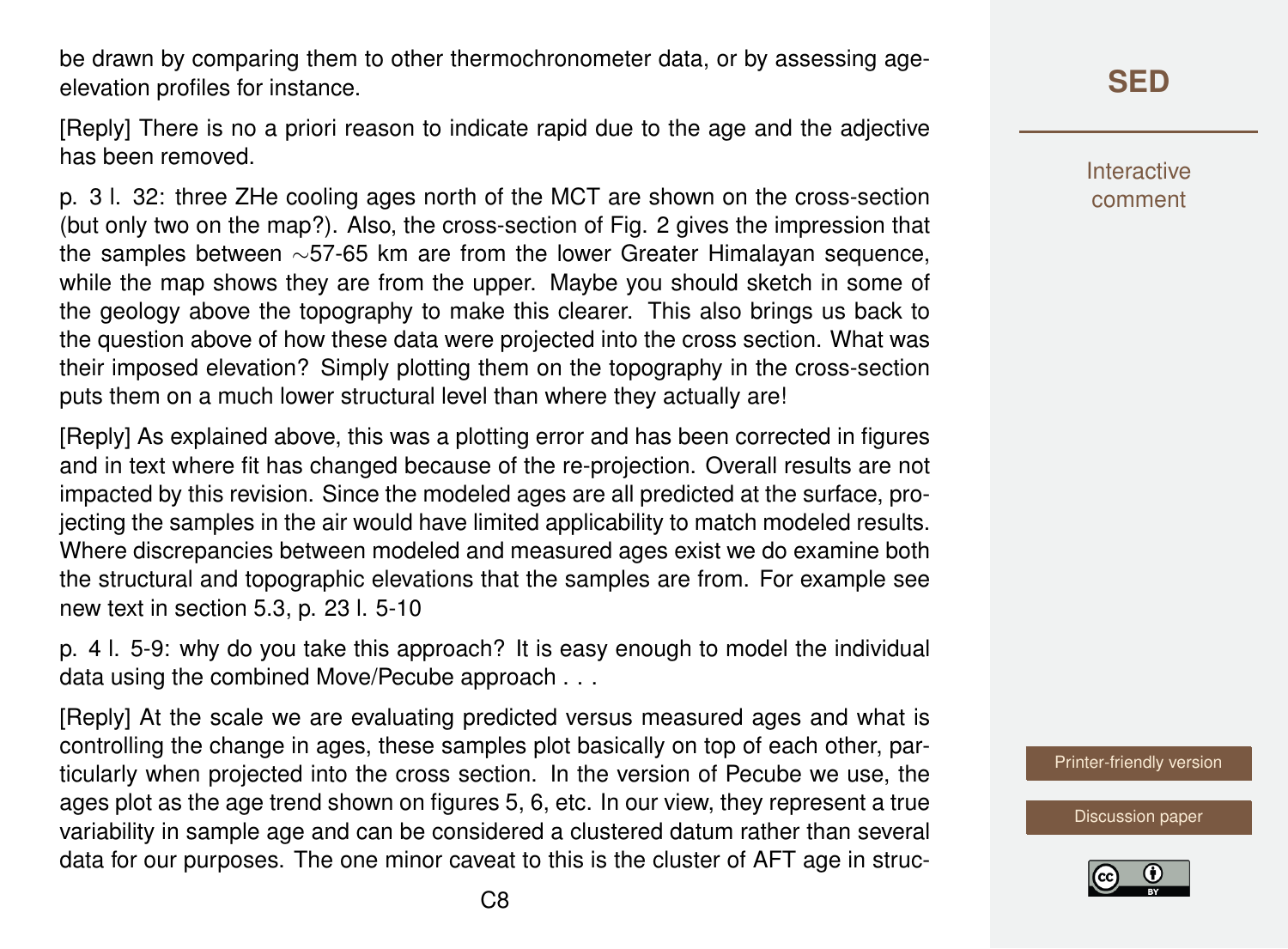be drawn by comparing them to other thermochronometer data, or by assessing age-elevation profiles for instance.

[Reply] There is no a priori reason to indicate rapid due to the age and the adjective has been removed.

p. 3 l. 32: three ZHe cooling ages north of the MCT are shown on the cross-section (but only two on the map?). Also, the cross-section of Fig. 2 gives the impression that the samples between ∼57-65 km are from the lower Greater Himalayan sequence, while the map shows they are from the upper. Maybe you should sketch in some of the geology above the topography to make this clearer. This also brings us back to the question above of how these data were projected into the cross section. What was their imposed elevation? Simply plotting them on the topography in the cross-section puts them on a much lower structural level than where they actually are!

[Reply] As explained above, this was a plotting error and has been corrected in figures and in text where fit has changed because of the re-projection. Overall results are not impacted by this revision. Since the modeled ages are all predicted at the surface, projecting the samples in the air would have limited applicability to match modeled results. Where discrepancies between modeled and measured ages exist we do examine both the structural and topographic elevations that the samples are from. For example see new text in section 5.3, p. 23 l. 5-10

p. 4 l. 5-9: why do you take this approach? It is easy enough to model the individual data using the combined Move/Pecube approach . . .

[Reply] At the scale we are evaluating predicted versus measured ages and what is controlling the change in ages, these samples plot basically on top of each other, particularly when projected into the cross section. In the version of Pecube we use, the ages plot as the age trend shown on figures 5, 6, etc. In our view, they represent a true variability in sample age and can be considered a clustered datum rather than several data for our purposes. The one minor caveat to this is the cluster of AFT age in struc-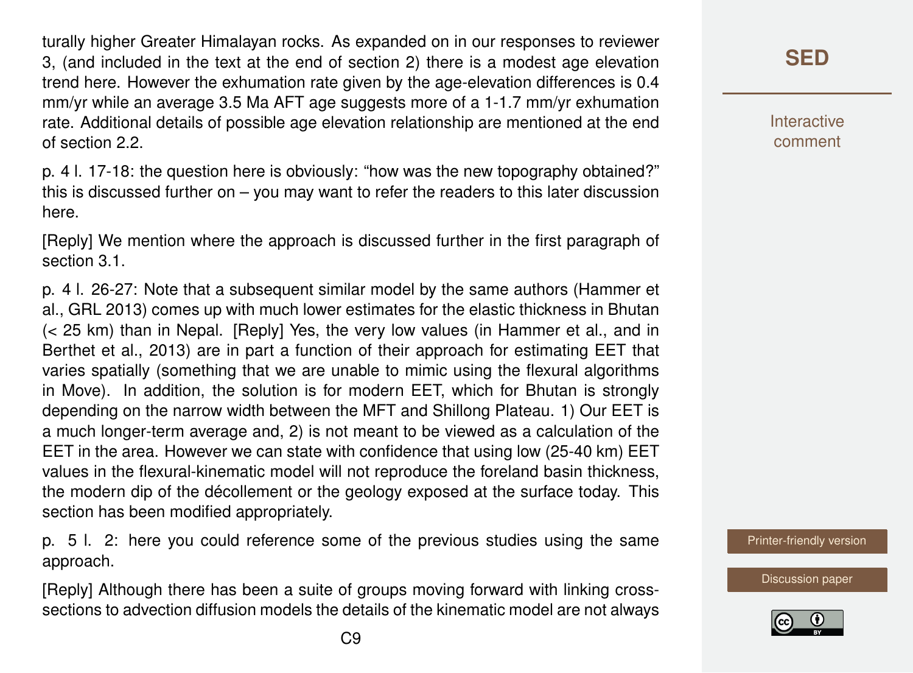turally higher Greater Himalayan rocks. As expanded on in our responses to reviewer 3, (and included in the text at the end of section 2) there is a modest age elevation trend here. However the exhumation rate given by the age-elevation differences is 0.4 mm/yr while an average 3.5 Ma AFT age suggests more of a 1-1.7 mm/yr exhumation rate. Additional details of possible age elevation relationship are mentioned at the end of section 2.2.

p. 4 l. 17-18: the question here is obviously: "how was the new topography obtained?" this is discussed further on – you may want to refer the readers to this later discussion here.

[Reply] We mention where the approach is discussed further in the first paragraph of section 3.1.

p. 4 l. 26-27: Note that a subsequent similar model by the same authors (Hammer et al., GRL 2013) comes up with much lower estimates for the elastic thickness in Bhutan (< 25 km) than in Nepal. [Reply] Yes, the very low values (in Hammer et al., and in Berthet et al., 2013) are in part a function of their approach for estimating EET that varies spatially (something that we are unable to mimic using the flexural algorithms in Move). In addition, the solution is for modern EET, which for Bhutan is strongly depending on the narrow width between the MFT and Shillong Plateau. 1) Our EET is a much longer-term average and, 2) is not meant to be viewed as a calculation of the EET in the area. However we can state with confidence that using low (25-40 km) EET values in the flexural-kinematic model will not reproduce the foreland basin thickness, the modern dip of the décollement or the geology exposed at the surface today. This section has been modified appropriately.

p. 5 l. 2: here you could reference some of the previous studies using the same approach.

[Reply] Although there has been a suite of groups moving forward with linking cross-sections to advection diffusion models the details of the kinematic model are not always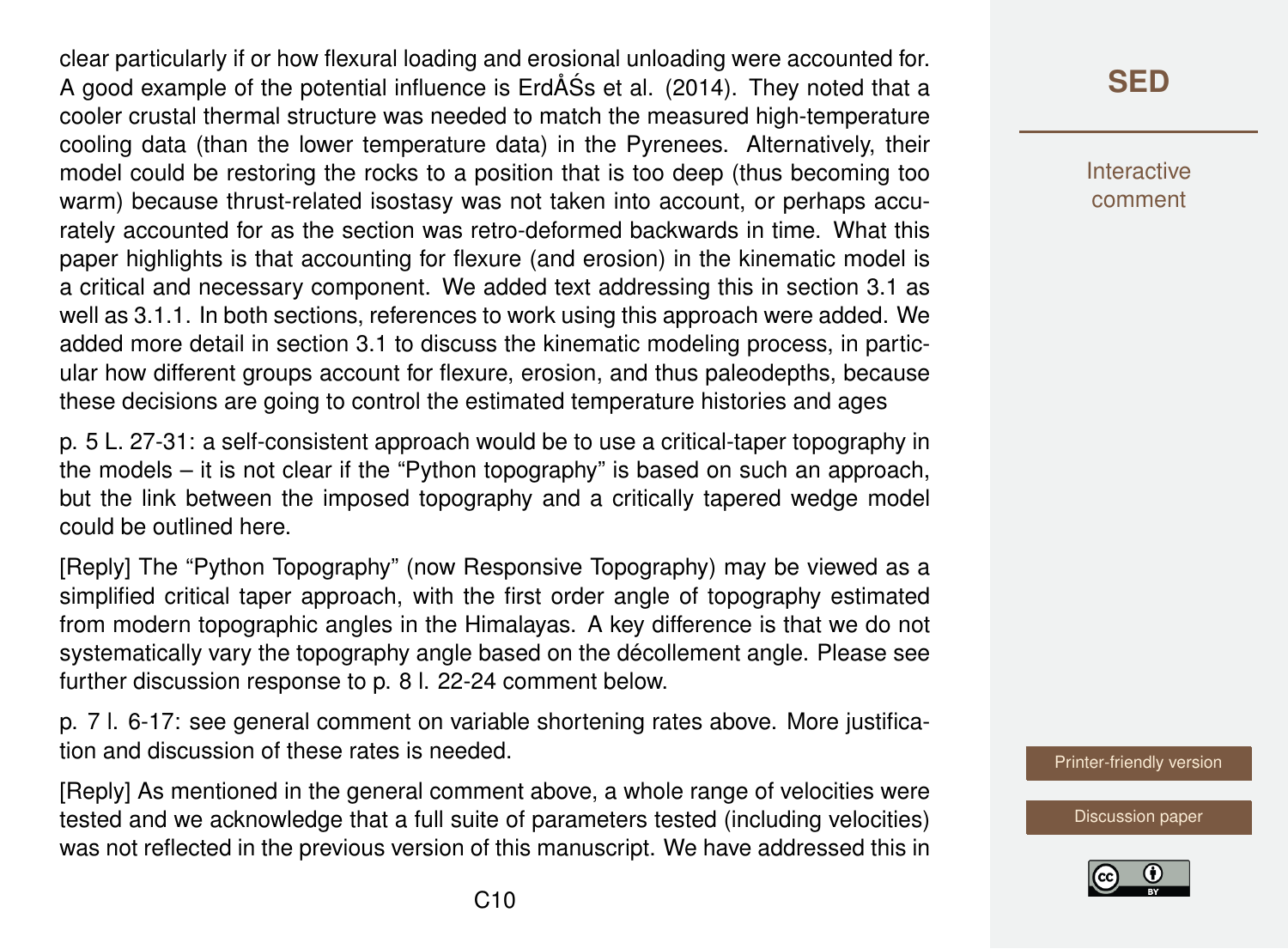clear particularly if or how flexural loading and erosional unloading were accounted for. A good example of the potential influence is ErdÅŚs et al. (2014). They noted that a cooler crustal thermal structure was needed to match the measured high-temperature cooling data (than the lower temperature data) in the Pyrenees. Alternatively, their model could be restoring the rocks to a position that is too deep (thus becoming too warm) because thrust-related isostasy was not taken into account, or perhaps accurately accounted for as the section was retro-deformed backwards in time. What this paper highlights is that accounting for flexure (and erosion) in the kinematic model is a critical and necessary component. We added text addressing this in section 3.1 as well as 3.1.1. In both sections, references to work using this approach were added. We added more detail in section 3.1 to discuss the kinematic modeling process, in particular how different groups account for flexure, erosion, and thus paleodepths, because these decisions are going to control the estimated temperature histories and ages

p. 5 L. 27-31: a self-consistent approach would be to use a critical-taper topography in the models – it is not clear if the "Python topography" is based on such an approach, but the link between the imposed topography and a critically tapered wedge model could be outlined here.

[Reply] The "Python Topography" (now Responsive Topography) may be viewed as a simplified critical taper approach, with the first order angle of topography estimated from modern topographic angles in the Himalayas. A key difference is that we do not systematically vary the topography angle based on the décollement angle. Please see further discussion response to p. 8 l. 22-24 comment below.

p. 7 l. 6-17: see general comment on variable shortening rates above. More justification and discussion of these rates is needed.

[Reply] As mentioned in the general comment above, a whole range of velocities were tested and we acknowledge that a full suite of parameters tested (including velocities) was not reflected in the previous version of this manuscript. We have addressed this in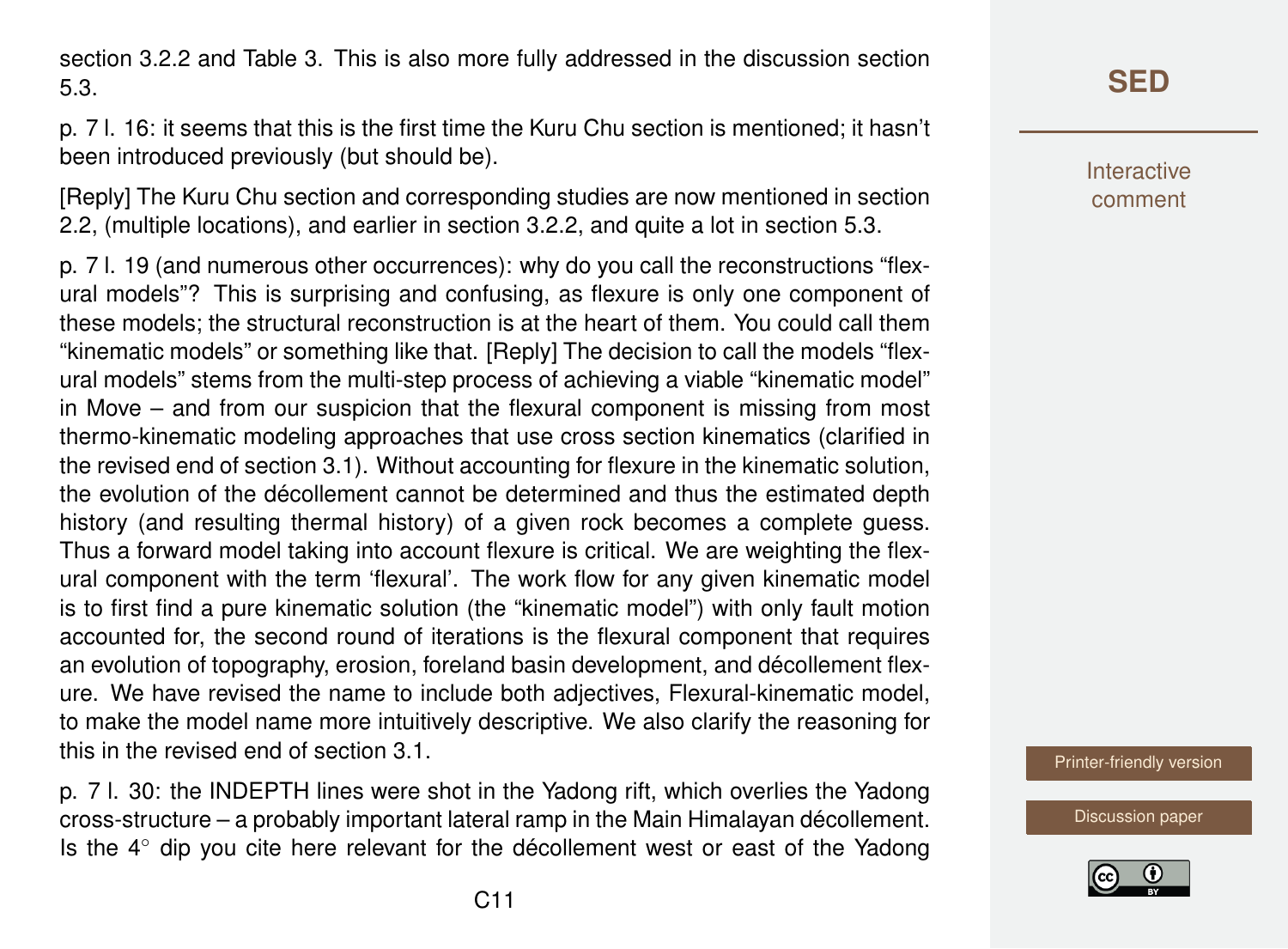section 3.2.2 and Table 3. This is also more fully addressed in the discussion section 5.3.

p. 7 l. 16: it seems that this is the first time the Kuru Chu section is mentioned; it hasn't been introduced previously (but should be).

[Reply] The Kuru Chu section and corresponding studies are now mentioned in section 2.2, (multiple locations), and earlier in section 3.2.2, and quite a lot in section 5.3.

p. 7 l. 19 (and numerous other occurrences): why do you call the reconstructions "flexural models"? This is surprising and confusing, as flexure is only one component of these models; the structural reconstruction is at the heart of them. You could call them "kinematic models" or something like that. [Reply] The decision to call the models "flexural models" stems from the multi-step process of achieving a viable "kinematic model" in Move – and from our suspicion that the flexural component is missing from most thermo-kinematic modeling approaches that use cross section kinematics (clarified in the revised end of section 3.1). Without accounting for flexure in the kinematic solution, the evolution of the décollement cannot be determined and thus the estimated depth history (and resulting thermal history) of a given rock becomes a complete guess. Thus a forward model taking into account flexure is critical. We are weighting the flexural component with the term 'flexural'. The work flow for any given kinematic model is to first find a pure kinematic solution (the "kinematic model") with only fault motion accounted for, the second round of iterations is the flexural component that requires an evolution of topography, erosion, foreland basin development, and décollement flexure. We have revised the name to include both adjectives, Flexural-kinematic model, to make the model name more intuitively descriptive. We also clarify the reasoning for this in the revised end of section 3.1.

p. 7 l. 30: the INDEPTH lines were shot in the Yadong rift, which overlies the Yadong cross-structure – a probably important lateral ramp in the Main Himalayan décollement. Is the 4° dip you cite here relevant for the décollement west or east of the Yadong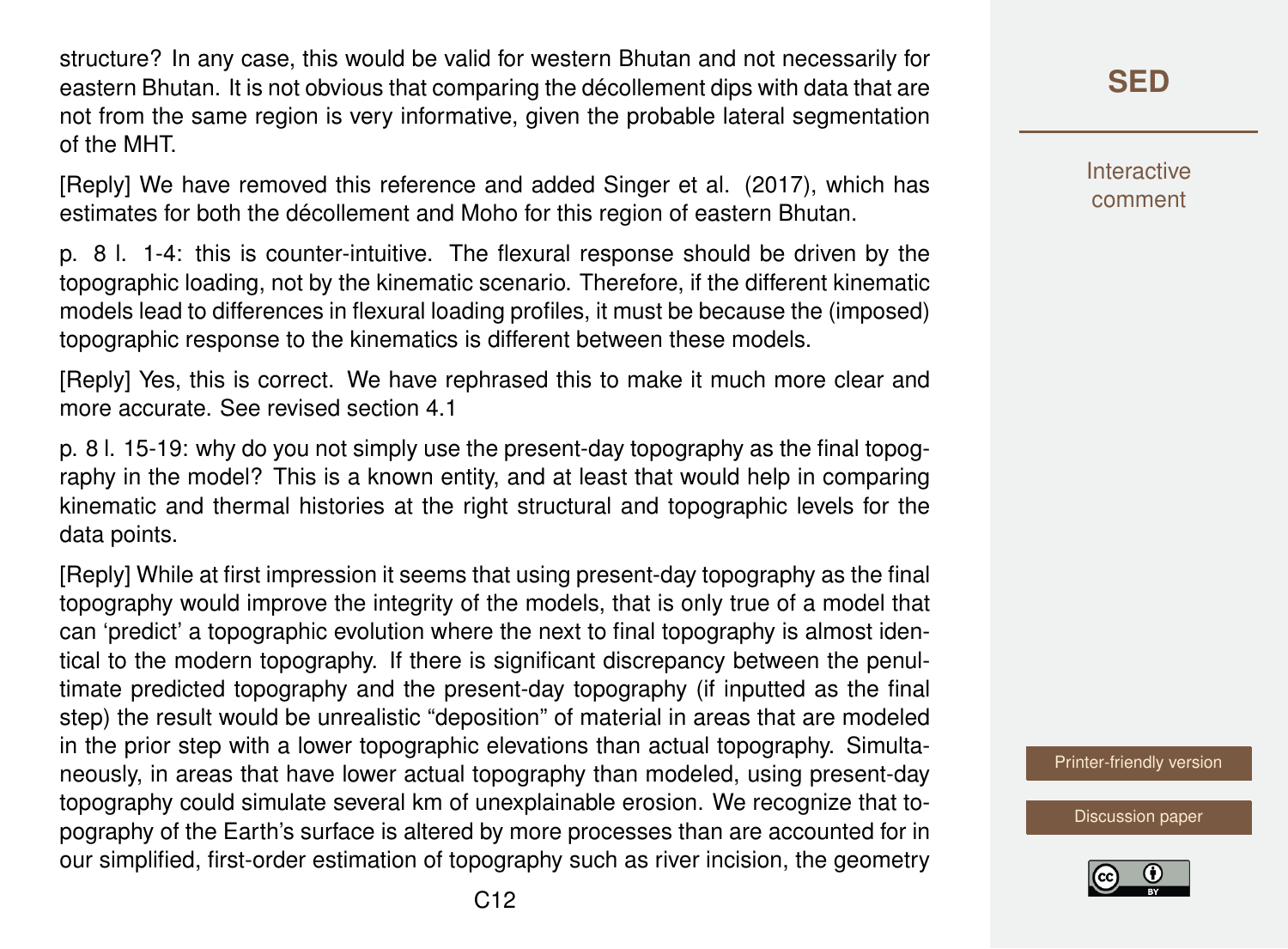structure? In any case, this would be valid for western Bhutan and not necessarily for eastern Bhutan. It is not obvious that comparing the décollement dips with data that are not from the same region is very informative, given the probable lateral segmentation of the MHT.

[Reply] We have removed this reference and added Singer et al. (2017), which has estimates for both the décollement and Moho for this region of eastern Bhutan.

p. 8 l. 1-4: this is counter-intuitive. The flexural response should be driven by the topographic loading, not by the kinematic scenario. Therefore, if the different kinematic models lead to differences in flexural loading profiles, it must be because the (imposed) topographic response to the kinematics is different between these models.

[Reply] Yes, this is correct. We have rephrased this to make it much more clear and more accurate. See revised section 4.1

p. 8 l. 15-19: why do you not simply use the present-day topography as the final topography in the model? This is a known entity, and at least that would help in comparing kinematic and thermal histories at the right structural and topographic levels for the data points.

[Reply] While at first impression it seems that using present-day topography as the final topography would improve the integrity of the models, that is only true of a model that can 'predict' a topographic evolution where the next to final topography is almost identical to the modern topography. If there is significant discrepancy between the penultimate predicted topography and the present-day topography (if inputted as the final step) the result would be unrealistic "deposition" of material in areas that are modeled in the prior step with a lower topographic elevations than actual topography. Simultaneously, in areas that have lower actual topography than modeled, using present-day topography could simulate several km of unexplainable erosion. We recognize that topography of the Earth's surface is altered by more processes than are accounted for in our simplified, first-order estimation of topography such as river incision, the geometry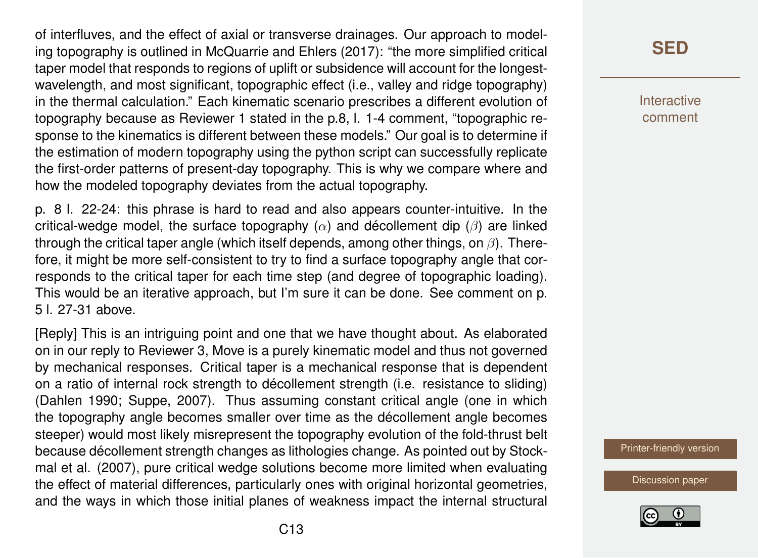of interfluves, and the effect of axial or transverse drainages. Our approach to modeling topography is outlined in McQuarrie and Ehlers (2017): "the more simplified critical taper model that responds to regions of uplift or subsidence will account for the longest-wavelength, and most significant, topographic effect (i.e., valley and ridge topography) in the thermal calculation." Each kinematic scenario prescribes a different evolution of topography because as Reviewer 1 stated in the p.8, l. 1-4 comment, "topographic response to the kinematics is different between these models." Our goal is to determine if the estimation of modern topography using the python script can successfully replicate the first-order patterns of present-day topography. This is why we compare where and how the modeled topography deviates from the actual topography.

p. 8 l. 22-24: this phrase is hard to read and also appears counter-intuitive. In the critical-wedge model, the surface topography ($\alpha$) and décollement dip ($\beta$) are linked through the critical taper angle (which itself depends, among other things, on $\beta$). Therefore, it might be more self-consistent to try to find a surface topography angle that corresponds to the critical taper for each time step (and degree of topographic loading). This would be an iterative approach, but I'm sure it can be done. See comment on p. 5 l. 27-31 above.

[Reply] This is an intriguing point and one that we have thought about. As elaborated on in our reply to Reviewer 3, Move is a purely kinematic model and thus not governed by mechanical responses. Critical taper is a mechanical response that is dependent on a ratio of internal rock strength to décollement strength (i.e. resistance to sliding) (Dahlen 1990; Suppe, 2007). Thus assuming constant critical angle (one in which the topography angle becomes smaller over time as the décollement angle becomes steeper) would most likely misrepresent the topography evolution of the fold-thrust belt because décollement strength changes as lithologies change. As pointed out by Stockmal et al. (2007), pure critical wedge solutions become more limited when evaluating the effect of material differences, particularly ones with original horizontal geometries, and the ways in which those initial planes of weakness impact the internal structural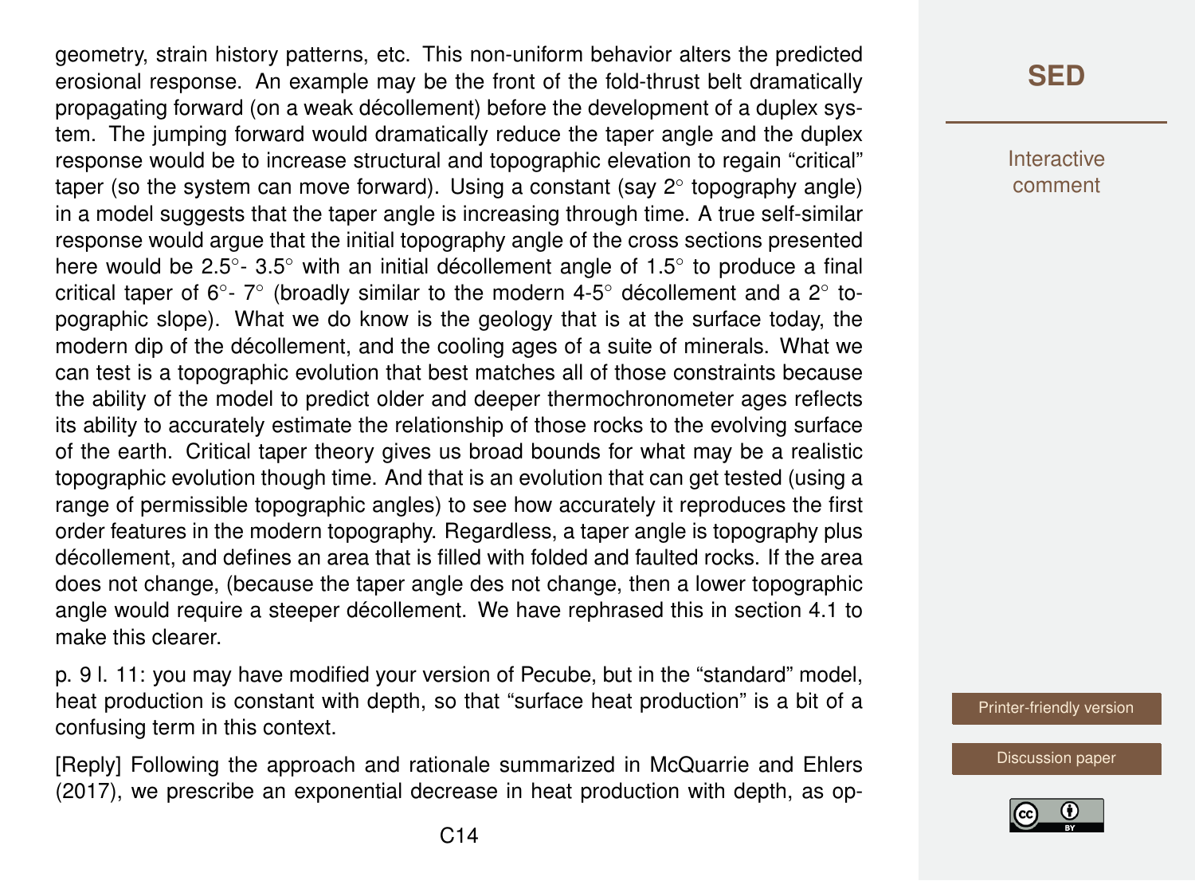geometry, strain history patterns, etc. This non-uniform behavior alters the predicted erosional response. An example may be the front of the fold-thrust belt dramatically propagating forward (on a weak décollement) before the development of a duplex system. The jumping forward would dramatically reduce the taper angle and the duplex response would be to increase structural and topographic elevation to regain "critical" taper (so the system can move forward). Using a constant (say 2° topography angle) in a model suggests that the taper angle is increasing through time. A true self-similar response would argue that the initial topography angle of the cross sections presented here would be 2.5°- 3.5° with an initial décollement angle of 1.5° to produce a final critical taper of 6°- 7° (broadly similar to the modern 4-5° décollement and a 2° topographic slope). What we do know is the geology that is at the surface today, the modern dip of the décollement, and the cooling ages of a suite of minerals. What we can test is a topographic evolution that best matches all of those constraints because the ability of the model to predict older and deeper thermochronometer ages reflects its ability to accurately estimate the relationship of those rocks to the evolving surface of the earth. Critical taper theory gives us broad bounds for what may be a realistic topographic evolution though time. And that is an evolution that can get tested (using a range of permissible topographic angles) to see how accurately it reproduces the first order features in the modern topography. Regardless, a taper angle is topography plus décollement, and defines an area that is filled with folded and faulted rocks. If the area does not change, (because the taper angle des not change, then a lower topographic angle would require a steeper décollement. We have rephrased this in section 4.1 to make this clearer.

p. 9 l. 11: you may have modified your version of Pecube, but in the "standard" model, heat production is constant with depth, so that "surface heat production" is a bit of a confusing term in this context.

[Reply] Following the approach and rationale summarized in McQuarrie and Ehlers (2017), we prescribe an exponential decrease in heat production with depth, as op-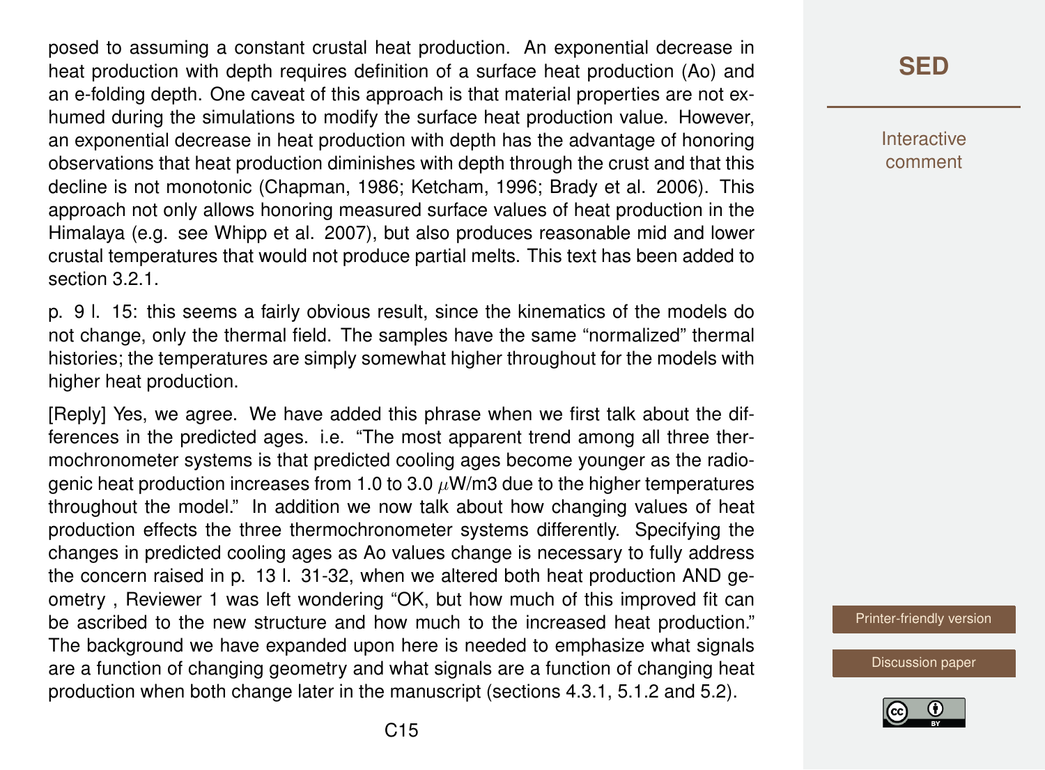posed to assuming a constant crustal heat production. An exponential decrease in heat production with depth requires definition of a surface heat production (Ao) and an e-folding depth. One caveat of this approach is that material properties are not exhumed during the simulations to modify the surface heat production value. However, an exponential decrease in heat production with depth has the advantage of honoring observations that heat production diminishes with depth through the crust and that this decline is not monotonic (Chapman, 1986; Ketcham, 1996; Brady et al. 2006). This approach not only allows honoring measured surface values of heat production in the Himalaya (e.g. see Whipp et al. 2007), but also produces reasonable mid and lower crustal temperatures that would not produce partial melts. This text has been added to section 3.2.1.

p. 9 l. 15: this seems a fairly obvious result, since the kinematics of the models do not change, only the thermal field. The samples have the same "normalized" thermal histories; the temperatures are simply somewhat higher throughout for the models with higher heat production.

[Reply] Yes, we agree. We have added this phrase when we first talk about the differences in the predicted ages. i.e. "The most apparent trend among all three thermochronometer systems is that predicted cooling ages become younger as the radiogenic heat production increases from 1.0 to 3.0 $\mu$W/m3 due to the higher temperatures throughout the model." In addition we now talk about how changing values of heat production effects the three thermochronometer systems differently. Specifying the changes in predicted cooling ages as Ao values change is necessary to fully address the concern raised in p. 13 l. 31-32, when we altered both heat production AND geometry , Reviewer 1 was left wondering "OK, but how much of this improved fit can be ascribed to the new structure and how much to the increased heat production." The background we have expanded upon here is needed to emphasize what signals are a function of changing geometry and what signals are a function of changing heat production when both change later in the manuscript (sections 4.3.1, 5.1.2 and 5.2).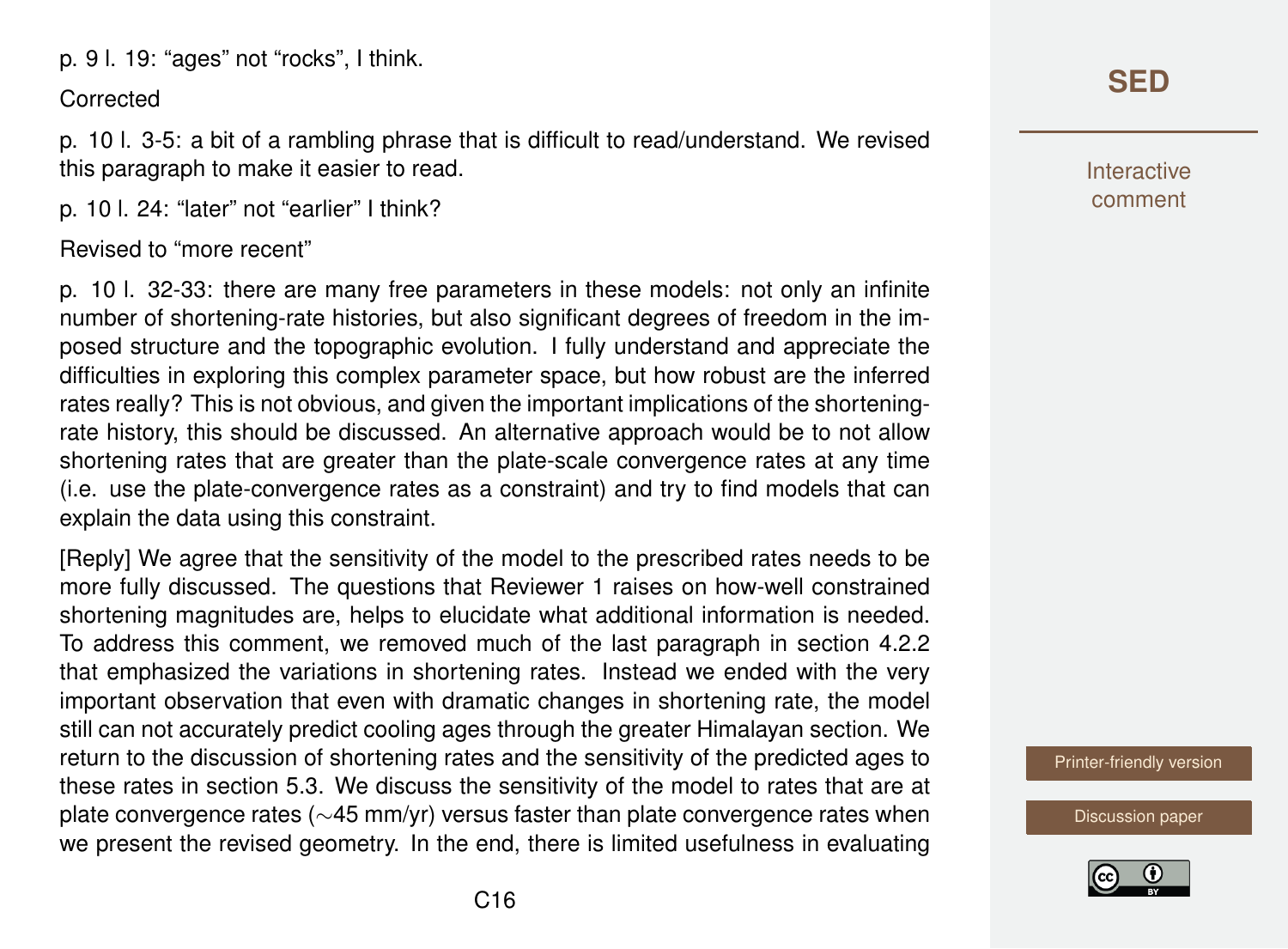p. 9 l. 19: “ages” not “rocks”, I think.

Corrected

p. 10 l. 3-5: a bit of a rambling phrase that is difficult to read/understand. We revised this paragraph to make it easier to read.

p. 10 l. 24: “later” not “earlier” I think?

Revised to “more recent”

p. 10 l. 32-33: there are many free parameters in these models: not only an infinite number of shortening-rate histories, but also significant degrees of freedom in the imposed structure and the topographic evolution. I fully understand and appreciate the difficulties in exploring this complex parameter space, but how robust are the inferred rates really? This is not obvious, and given the important implications of the shortening-rate history, this should be discussed. An alternative approach would be to not allow shortening rates that are greater than the plate-scale convergence rates at any time (i.e. use the plate-convergence rates as a constraint) and try to find models that can explain the data using this constraint.

[Reply] We agree that the sensitivity of the model to the prescribed rates needs to be more fully discussed. The questions that Reviewer 1 raises on how-well constrained shortening magnitudes are, helps to elucidate what additional information is needed. To address this comment, we removed much of the last paragraph in section 4.2.2 that emphasized the variations in shortening rates. Instead we ended with the very important observation that even with dramatic changes in shortening rate, the model still can not accurately predict cooling ages through the greater Himalayan section. We return to the discussion of shortening rates and the sensitivity of the predicted ages to these rates in section 5.3. We discuss the sensitivity of the model to rates that are at plate convergence rates ($\sim$45 mm/yr) versus faster than plate convergence rates when we present the revised geometry. In the end, there is limited usefulness in evaluating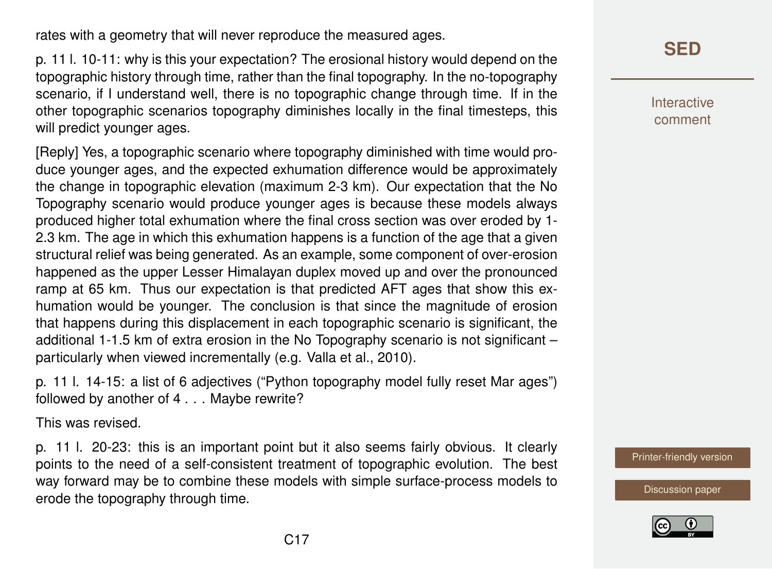rates with a geometry that will never reproduce the measured ages.

p. 11 l. 10-11: why is this your expectation? The erosional history would depend on the topographic history through time, rather than the final topography. In the no-topography scenario, if I understand well, there is no topographic change through time. If in the other topographic scenarios topography diminishes locally in the final timesteps, this will predict younger ages.

[Reply] Yes, a topographic scenario where topography diminished with time would produce younger ages, and the expected exhumation difference would be approximately the change in topographic elevation (maximum 2-3 km). Our expectation that the No Topography scenario would produce younger ages is because these models always produced higher total exhumation where the final cross section was over eroded by 1-2.3 km. The age in which this exhumation happens is a function of the age that a given structural relief was being generated. As an example, some component of over-erosion happened as the upper Lesser Himalayan duplex moved up and over the pronounced ramp at 65 km. Thus our expectation is that predicted AFT ages that show this exhumation would be younger. The conclusion is that since the magnitude of erosion that happens during this displacement in each topographic scenario is significant, the additional 1-1.5 km of extra erosion in the No Topography scenario is not significant – particularly when viewed incrementally (e.g. Valla et al., 2010).

p. 11 l. 14-15: a list of 6 adjectives ("Python topography model fully reset Mar ages") followed by another of 4 . . . Maybe rewrite?

This was revised.

p. 11 l. 20-23: this is an important point but it also seems fairly obvious. It clearly points to the need of a self-consistent treatment of topographic evolution. The best way forward may be to combine these models with simple surface-process models to erode the topography through time.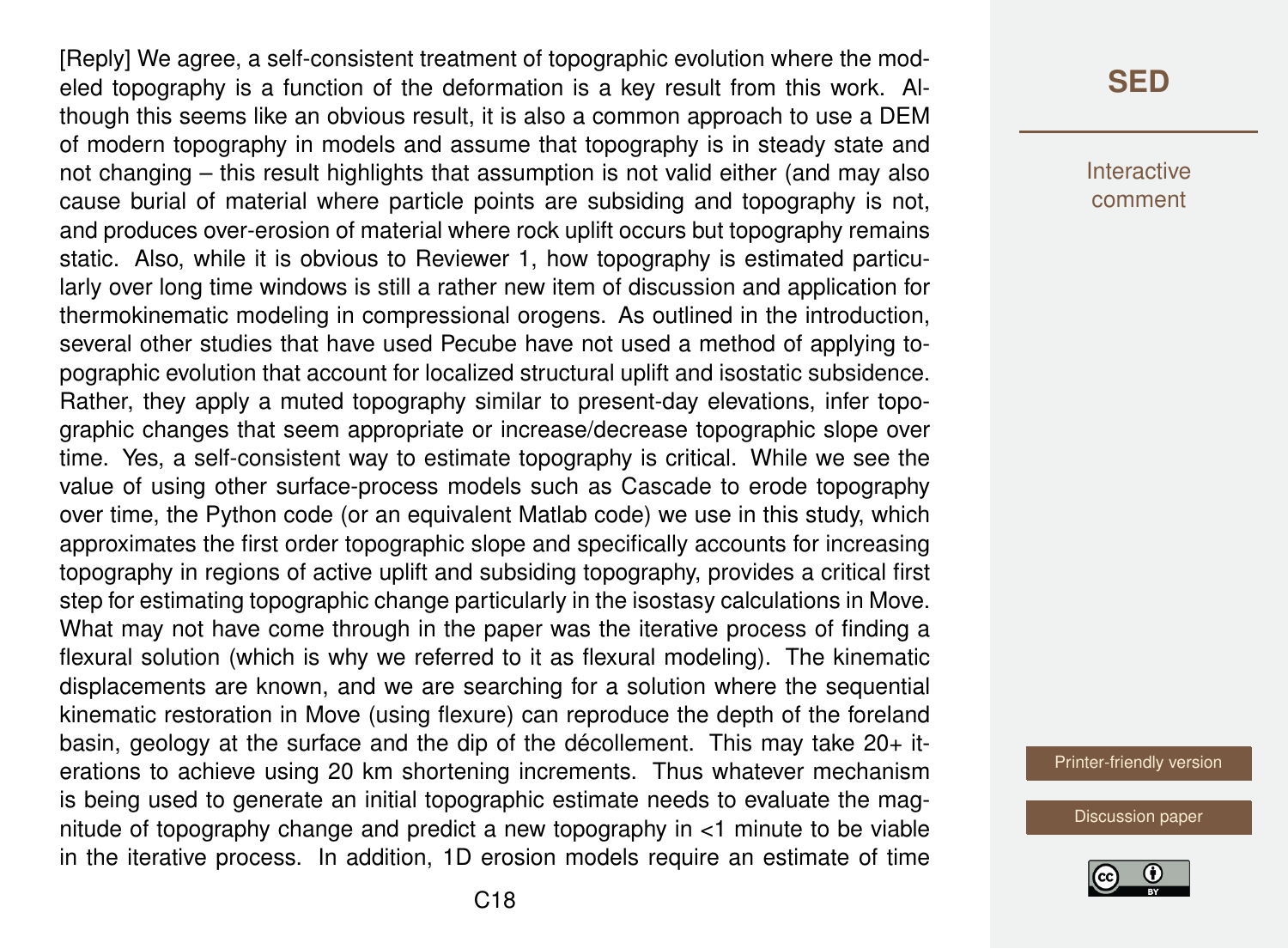[Reply] We agree, a self-consistent treatment of topographic evolution where the modeled topography is a function of the deformation is a key result from this work. Although this seems like an obvious result, it is also a common approach to use a DEM of modern topography in models and assume that topography is in steady state and not changing – this result highlights that assumption is not valid either (and may also cause burial of material where particle points are subsiding and topography is not, and produces over-erosion of material where rock uplift occurs but topography remains static. Also, while it is obvious to Reviewer 1, how topography is estimated particularly over long time windows is still a rather new item of discussion and application for thermokinematic modeling in compressional orogens. As outlined in the introduction, several other studies that have used Pecube have not used a method of applying topographic evolution that account for localized structural uplift and isostatic subsidence. Rather, they apply a muted topography similar to present-day elevations, infer topographic changes that seem appropriate or increase/decrease topographic slope over time. Yes, a self-consistent way to estimate topography is critical. While we see the value of using other surface-process models such as Cascade to erode topography over time, the Python code (or an equivalent Matlab code) we use in this study, which approximates the first order topographic slope and specifically accounts for increasing topography in regions of active uplift and subsiding topography, provides a critical first step for estimating topographic change particularly in the isostasy calculations in Move. What may not have come through in the paper was the iterative process of finding a flexural solution (which is why we referred to it as flexural modeling). The kinematic displacements are known, and we are searching for a solution where the sequential kinematic restoration in Move (using flexure) can reproduce the depth of the foreland basin, geology at the surface and the dip of the décollement. This may take 20+ iterations to achieve using 20 km shortening increments. Thus whatever mechanism is being used to generate an initial topographic estimate needs to evaluate the magnitude of topography change and predict a new topography in <1 minute to be viable in the iterative process. In addition, 1D erosion models require an estimate of time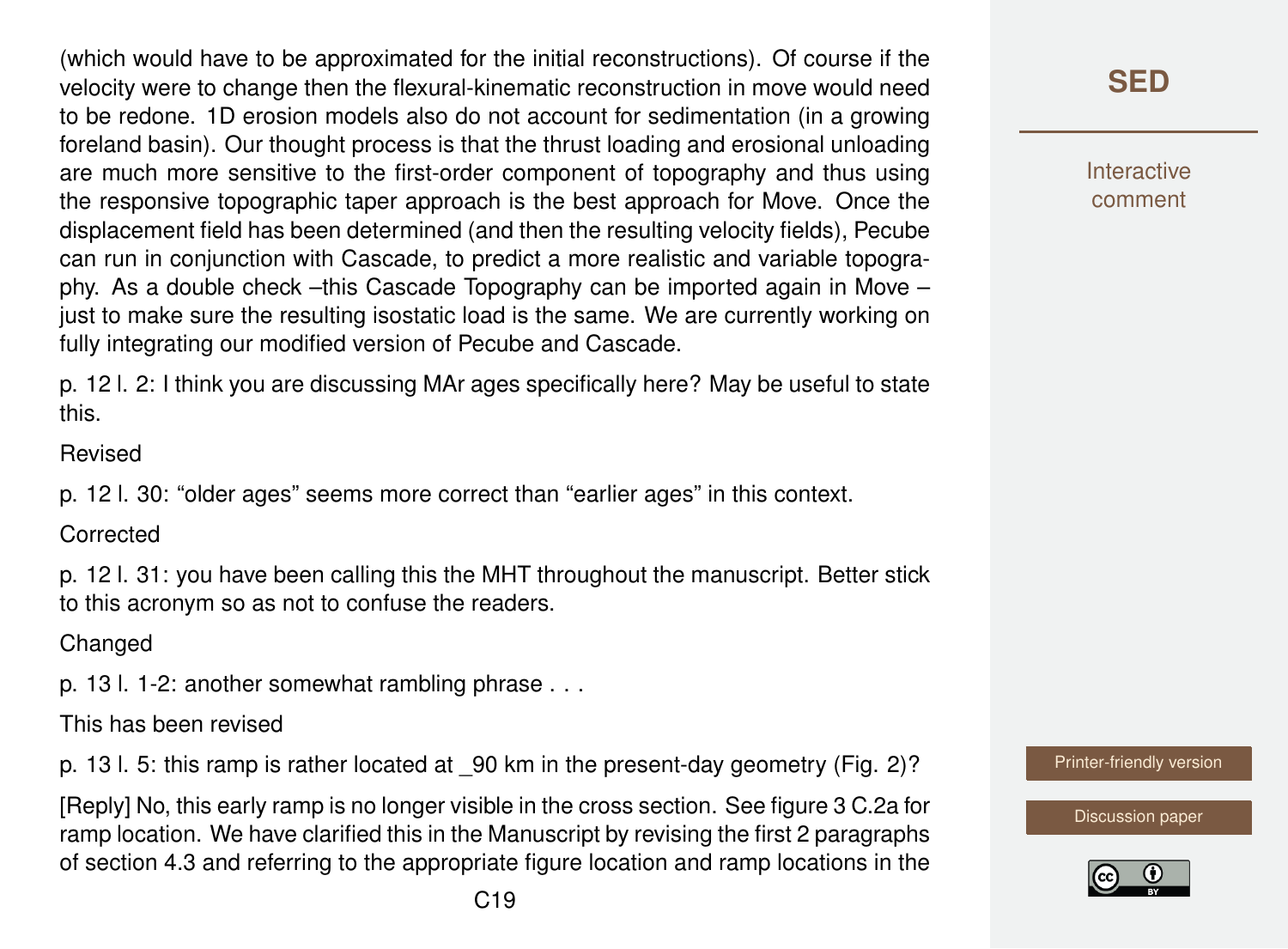(which would have to be approximated for the initial reconstructions). Of course if the velocity were to change then the flexural-kinematic reconstruction in move would need to be redone. 1D erosion models also do not account for sedimentation (in a growing foreland basin). Our thought process is that the thrust loading and erosional unloading are much more sensitive to the first-order component of topography and thus using the responsive topographic taper approach is the best approach for Move. Once the displacement field has been determined (and then the resulting velocity fields), Pecube can run in conjunction with Cascade, to predict a more realistic and variable topography. As a double check –this Cascade Topography can be imported again in Move – just to make sure the resulting isostatic load is the same. We are currently working on fully integrating our modified version of Pecube and Cascade.

p. 12 l. 2: I think you are discussing MAr ages specifically here? May be useful to state this.

Revised

p. 12 l. 30: "older ages" seems more correct than "earlier ages" in this context.

Corrected

p. 12 l. 31: you have been calling this the MHT throughout the manuscript. Better stick to this acronym so as not to confuse the readers.

Changed

p. 13 l. 1-2: another somewhat rambling phrase . . .

This has been revised

p. 13 l. 5: this ramp is rather located at _90 km in the present-day geometry (Fig. 2)?

[Reply] No, this early ramp is no longer visible in the cross section. See figure 3 C.2a for ramp location. We have clarified this in the Manuscript by revising the first 2 paragraphs of section 4.3 and referring to the appropriate figure location and ramp locations in the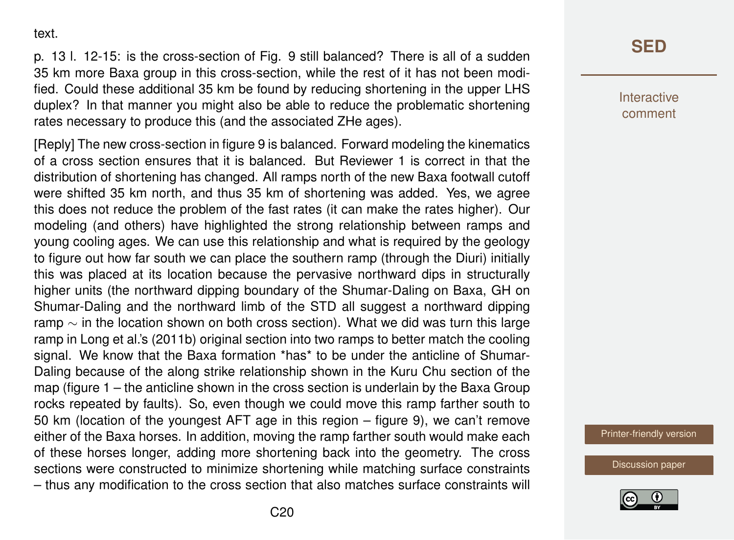text.

p. 13 l. 12-15: is the cross-section of Fig. 9 still balanced? There is all of a sudden 35 km more Baxa group in this cross-section, while the rest of it has not been modified. Could these additional 35 km be found by reducing shortening in the upper LHS duplex? In that manner you might also be able to reduce the problematic shortening rates necessary to produce this (and the associated ZHe ages).

[Reply] The new cross-section in figure 9 is balanced. Forward modeling the kinematics of a cross section ensures that it is balanced. But Reviewer 1 is correct in that the distribution of shortening has changed. All ramps north of the new Baxa footwall cutoff were shifted 35 km north, and thus 35 km of shortening was added. Yes, we agree this does not reduce the problem of the fast rates (it can make the rates higher). Our modeling (and others) have highlighted the strong relationship between ramps and young cooling ages. We can use this relationship and what is required by the geology to figure out how far south we can place the southern ramp (through the Diuri) initially this was placed at its location because the pervasive northward dips in structurally higher units (the northward dipping boundary of the Shumar-Daling on Baxa, GH on Shumar-Daling and the northward limb of the STD all suggest a northward dipping ramp $\sim$ in the location shown on both cross section). What we did was turn this large ramp in Long et al.'s (2011b) original section into two ramps to better match the cooling signal. We know that the Baxa formation *has* to be under the anticline of Shumar-Daling because of the along strike relationship shown in the Kuru Chu section of the map (figure 1 – the anticline shown in the cross section is underlain by the Baxa Group rocks repeated by faults). So, even though we could move this ramp farther south to 50 km (location of the youngest AFT age in this region – figure 9), we can't remove either of the Baxa horses. In addition, moving the ramp farther south would make each of these horses longer, adding more shortening back into the geometry. The cross sections were constructed to minimize shortening while matching surface constraints – thus any modification to the cross section that also matches surface constraints will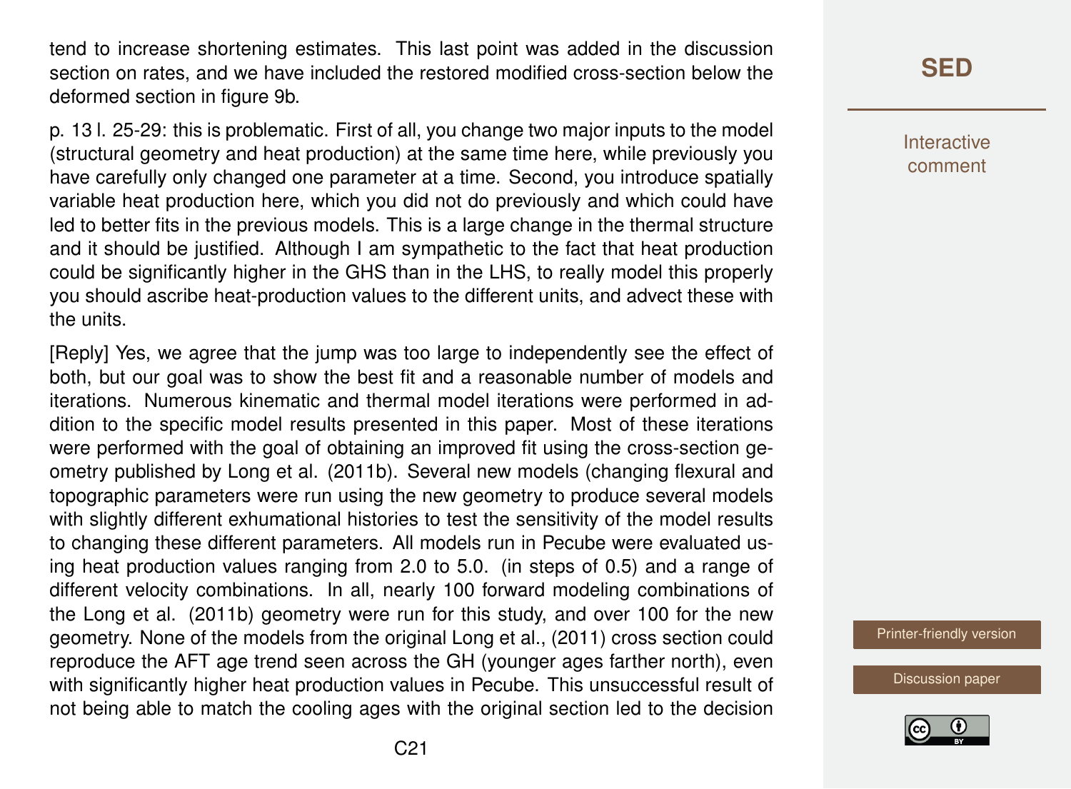tend to increase shortening estimates. This last point was added in the discussion section on rates, and we have included the restored modified cross-section below the deformed section in figure 9b.

p. 13 l. 25-29: this is problematic. First of all, you change two major inputs to the model (structural geometry and heat production) at the same time here, while previously you have carefully only changed one parameter at a time. Second, you introduce spatially variable heat production here, which you did not do previously and which could have led to better fits in the previous models. This is a large change in the thermal structure and it should be justified. Although I am sympathetic to the fact that heat production could be significantly higher in the GHS than in the LHS, to really model this properly you should ascribe heat-production values to the different units, and advect these with the units.

[Reply] Yes, we agree that the jump was too large to independently see the effect of both, but our goal was to show the best fit and a reasonable number of models and iterations. Numerous kinematic and thermal model iterations were performed in addition to the specific model results presented in this paper. Most of these iterations were performed with the goal of obtaining an improved fit using the cross-section geometry published by Long et al. (2011b). Several new models (changing flexural and topographic parameters were run using the new geometry to produce several models with slightly different exhumational histories to test the sensitivity of the model results to changing these different parameters. All models run in Pecube were evaluated using heat production values ranging from 2.0 to 5.0. (in steps of 0.5) and a range of different velocity combinations. In all, nearly 100 forward modeling combinations of the Long et al. (2011b) geometry were run for this study, and over 100 for the new geometry. None of the models from the original Long et al., (2011) cross section could reproduce the AFT age trend seen across the GH (younger ages farther north), even with significantly higher heat production values in Pecube. This unsuccessful result of not being able to match the cooling ages with the original section led to the decision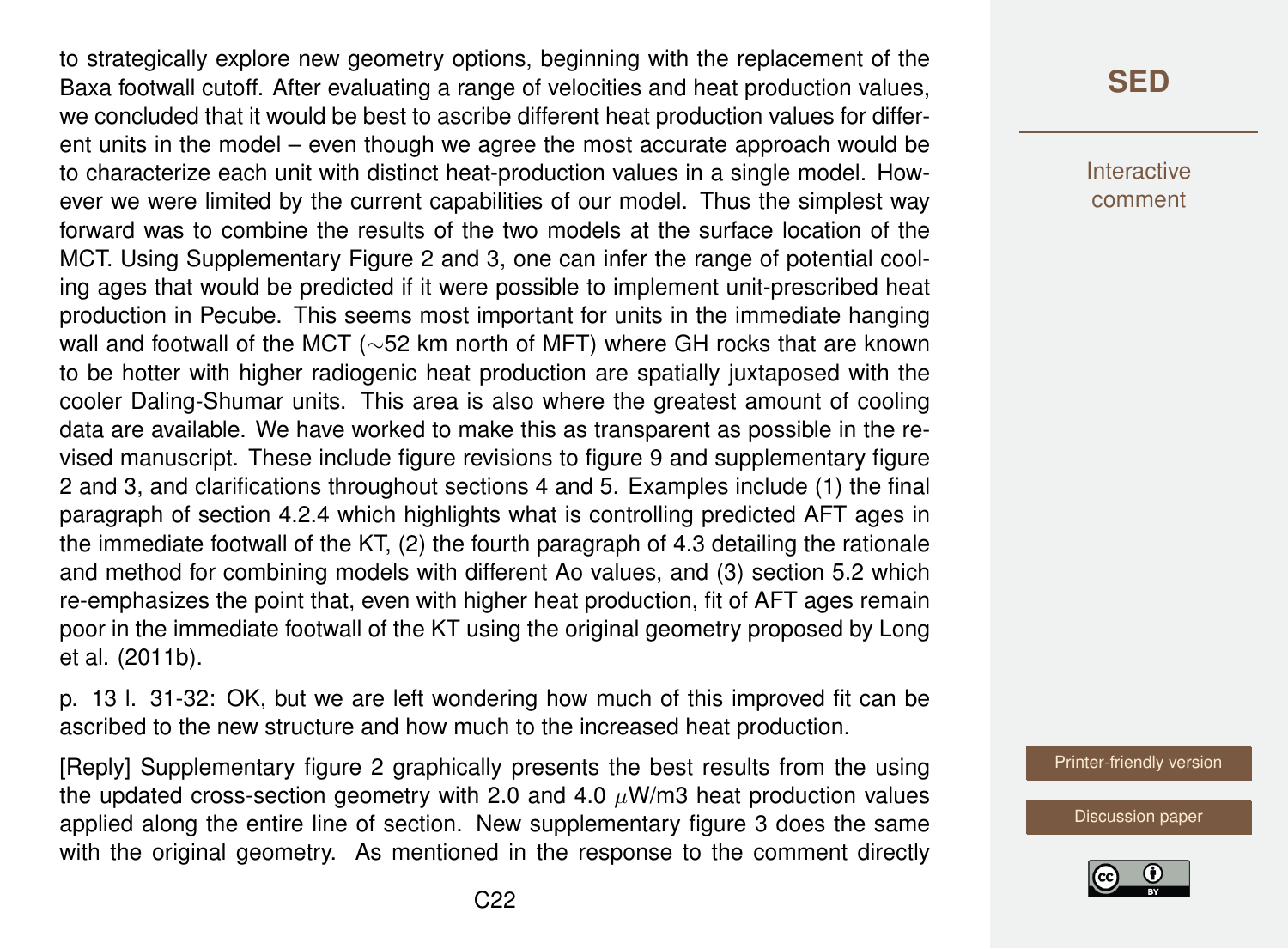to strategically explore new geometry options, beginning with the replacement of the Baxa footwall cutoff. After evaluating a range of velocities and heat production values, we concluded that it would be best to ascribe different heat production values for different units in the model – even though we agree the most accurate approach would be to characterize each unit with distinct heat-production values in a single model. However we were limited by the current capabilities of our model. Thus the simplest way forward was to combine the results of the two models at the surface location of the MCT. Using Supplementary Figure 2 and 3, one can infer the range of potential cooling ages that would be predicted if it were possible to implement unit-prescribed heat production in Pecube. This seems most important for units in the immediate hanging wall and footwall of the MCT (∼52 km north of MFT) where GH rocks that are known to be hotter with higher radiogenic heat production are spatially juxtaposed with the cooler Daling-Shumar units. This area is also where the greatest amount of cooling data are available. We have worked to make this as transparent as possible in the revised manuscript. These include figure revisions to figure 9 and supplementary figure 2 and 3, and clarifications throughout sections 4 and 5. Examples include (1) the final paragraph of section 4.2.4 which highlights what is controlling predicted AFT ages in the immediate footwall of the KT, (2) the fourth paragraph of 4.3 detailing the rationale and method for combining models with different Ao values, and (3) section 5.2 which re-emphasizes the point that, even with higher heat production, fit of AFT ages remain poor in the immediate footwall of the KT using the original geometry proposed by Long et al. (2011b).

p. 13 l. 31-32: OK, but we are left wondering how much of this improved fit can be ascribed to the new structure and how much to the increased heat production.

[Reply] Supplementary figure 2 graphically presents the best results from the using the updated cross-section geometry with 2.0 and 4.0 $\mu$W/m3 heat production values applied along the entire line of section. New supplementary figure 3 does the same with the original geometry. As mentioned in the response to the comment directly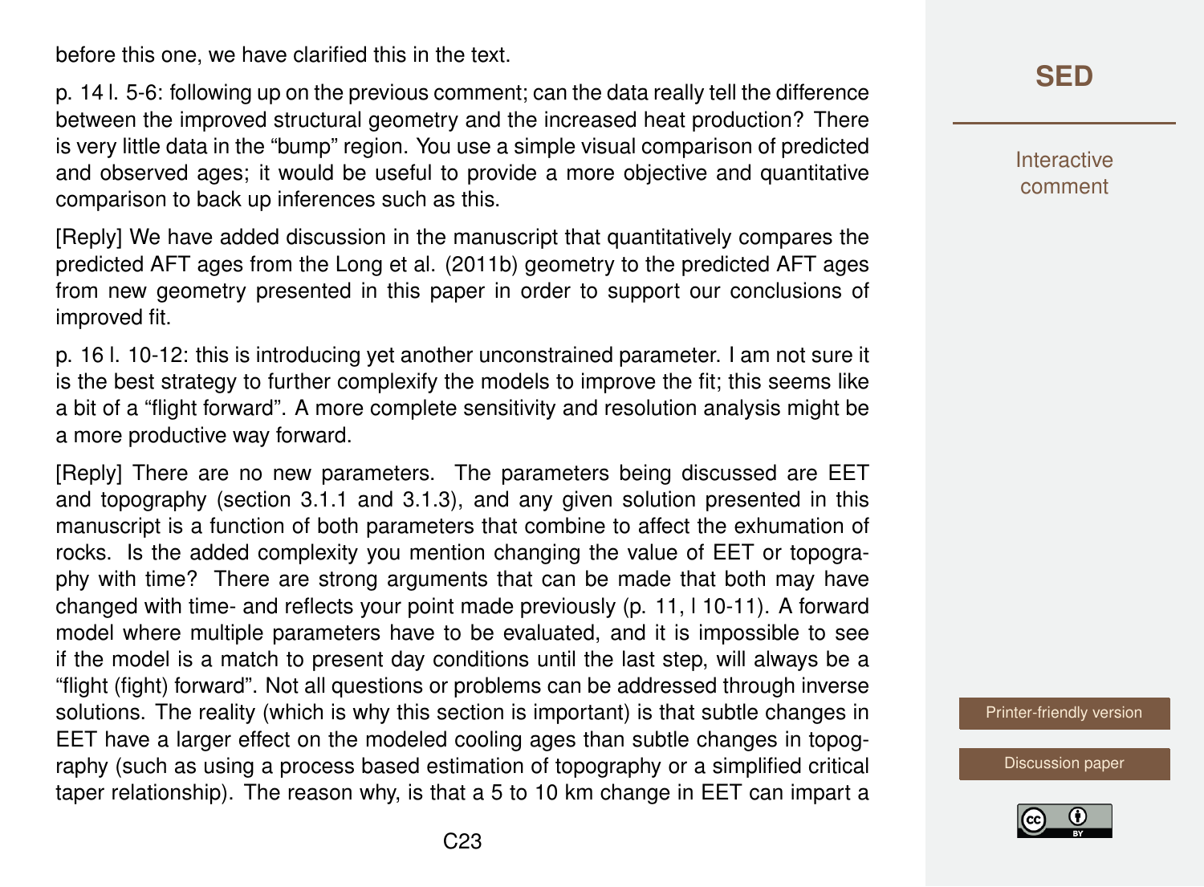before this one, we have clarified this in the text.

p. 14 l. 5-6: following up on the previous comment; can the data really tell the difference between the improved structural geometry and the increased heat production? There is very little data in the "bump" region. You use a simple visual comparison of predicted and observed ages; it would be useful to provide a more objective and quantitative comparison to back up inferences such as this.

[Reply] We have added discussion in the manuscript that quantitatively compares the predicted AFT ages from the Long et al. (2011b) geometry to the predicted AFT ages from new geometry presented in this paper in order to support our conclusions of improved fit.

p. 16 l. 10-12: this is introducing yet another unconstrained parameter. I am not sure it is the best strategy to further complexify the models to improve the fit; this seems like a bit of a "flight forward". A more complete sensitivity and resolution analysis might be a more productive way forward.

[Reply] There are no new parameters. The parameters being discussed are EET and topography (section 3.1.1 and 3.1.3), and any given solution presented in this manuscript is a function of both parameters that combine to affect the exhumation of rocks. Is the added complexity you mention changing the value of EET or topography with time? There are strong arguments that can be made that both may have changed with time- and reflects your point made previously (p. 11, l 10-11). A forward model where multiple parameters have to be evaluated, and it is impossible to see if the model is a match to present day conditions until the last step, will always be a "flight (fight) forward". Not all questions or problems can be addressed through inverse solutions. The reality (which is why this section is important) is that subtle changes in EET have a larger effect on the modeled cooling ages than subtle changes in topography (such as using a process based estimation of topography or a simplified critical taper relationship). The reason why, is that a 5 to 10 km change in EET can impart a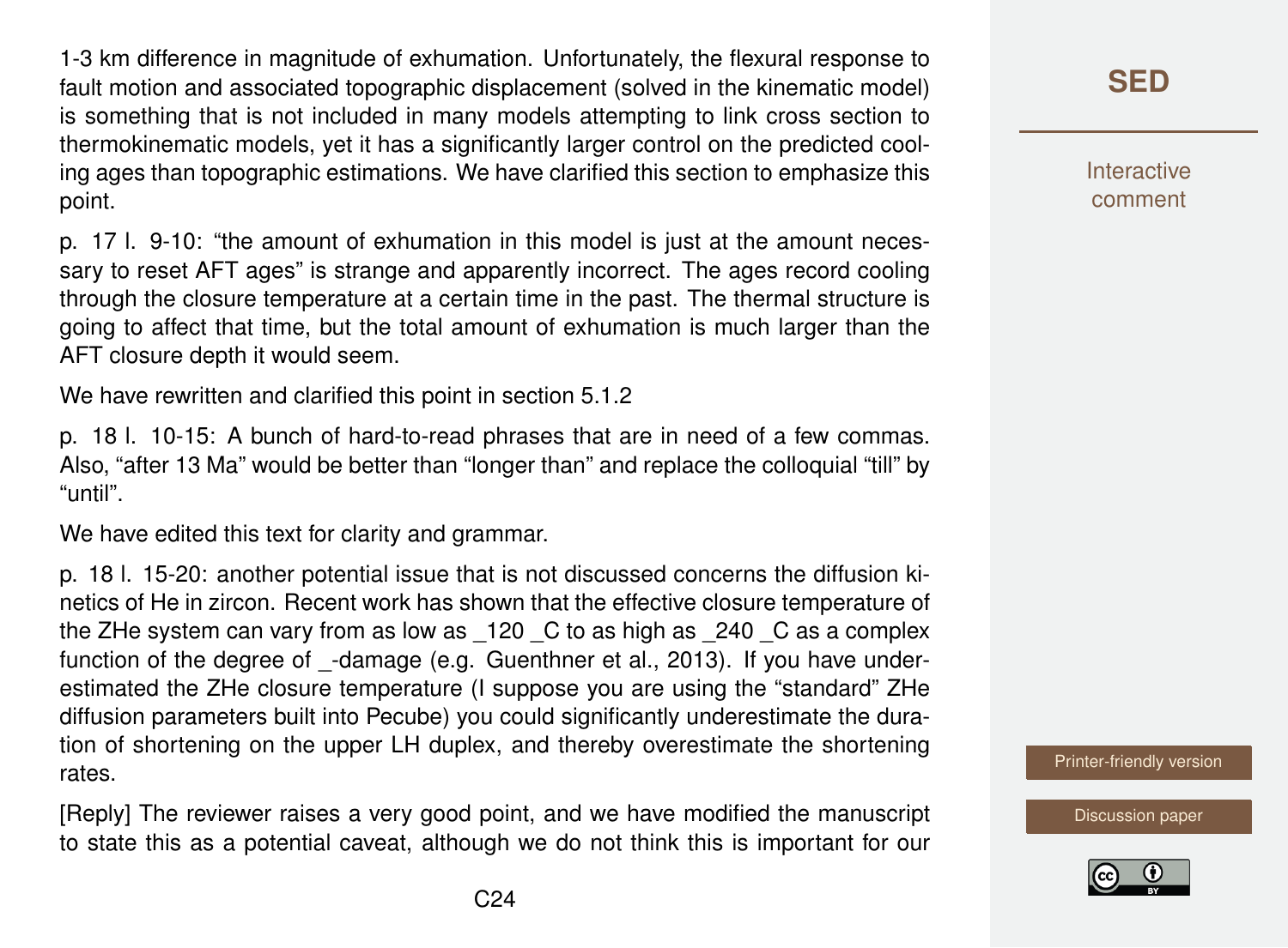1-3 km difference in magnitude of exhumation. Unfortunately, the flexural response to fault motion and associated topographic displacement (solved in the kinematic model) is something that is not included in many models attempting to link cross section to thermokinematic models, yet it has a significantly larger control on the predicted cooling ages than topographic estimations. We have clarified this section to emphasize this point.

p. 17 l. 9-10: "the amount of exhumation in this model is just at the amount necessary to reset AFT ages" is strange and apparently incorrect. The ages record cooling through the closure temperature at a certain time in the past. The thermal structure is going to affect that time, but the total amount of exhumation is much larger than the AFT closure depth it would seem.

We have rewritten and clarified this point in section 5.1.2

p. 18 l. 10-15: A bunch of hard-to-read phrases that are in need of a few commas. Also, "after 13 Ma" would be better than "longer than" and replace the colloquial "till" by "until".

We have edited this text for clarity and grammar.

p. 18 l. 15-20: another potential issue that is not discussed concerns the diffusion kinetics of He in zircon. Recent work has shown that the effective closure temperature of the ZHe system can vary from as low as _120 _C to as high as _240 _C as a complex function of the degree of _-damage (e.g. Guenthner et al., 2013). If you have underestimated the ZHe closure temperature (I suppose you are using the "standard" ZHe diffusion parameters built into Pecube) you could significantly underestimate the duration of shortening on the upper LH duplex, and thereby overestimate the shortening rates.

[Reply] The reviewer raises a very good point, and we have modified the manuscript to state this as a potential caveat, although we do not think this is important for our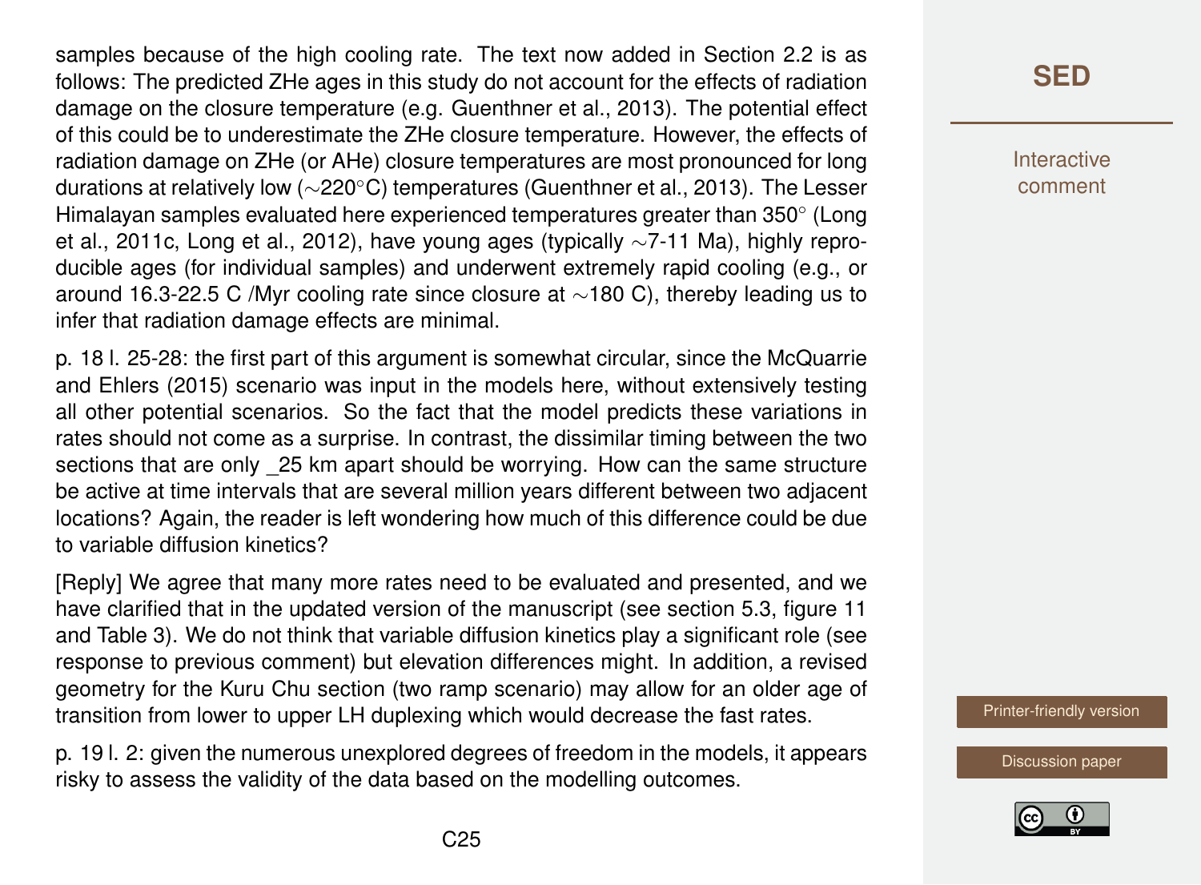samples because of the high cooling rate. The text now added in Section 2.2 is as follows: The predicted ZHe ages in this study do not account for the effects of radiation damage on the closure temperature (e.g. Guenthner et al., 2013). The potential effect of this could be to underestimate the ZHe closure temperature. However, the effects of radiation damage on ZHe (or AHe) closure temperatures are most pronounced for long durations at relatively low (∼220°C) temperatures (Guenthner et al., 2013). The Lesser Himalayan samples evaluated here experienced temperatures greater than 350° (Long et al., 2011c, Long et al., 2012), have young ages (typically ∼7-11 Ma), highly reproducible ages (for individual samples) and underwent extremely rapid cooling (e.g., or around 16.3-22.5 C /Myr cooling rate since closure at ∼180 C), thereby leading us to infer that radiation damage effects are minimal.

p. 18 l. 25-28: the first part of this argument is somewhat circular, since the McQuarrie and Ehlers (2015) scenario was input in the models here, without extensively testing all other potential scenarios. So the fact that the model predicts these variations in rates should not come as a surprise. In contrast, the dissimilar timing between the two sections that are only _25 km apart should be worrying. How can the same structure be active at time intervals that are several million years different between two adjacent locations? Again, the reader is left wondering how much of this difference could be due to variable diffusion kinetics?

[Reply] We agree that many more rates need to be evaluated and presented, and we have clarified that in the updated version of the manuscript (see section 5.3, figure 11 and Table 3). We do not think that variable diffusion kinetics play a significant role (see response to previous comment) but elevation differences might. In addition, a revised geometry for the Kuru Chu section (two ramp scenario) may allow for an older age of transition from lower to upper LH duplexing which would decrease the fast rates.

p. 19 l. 2: given the numerous unexplored degrees of freedom in the models, it appears risky to assess the validity of the data based on the modelling outcomes.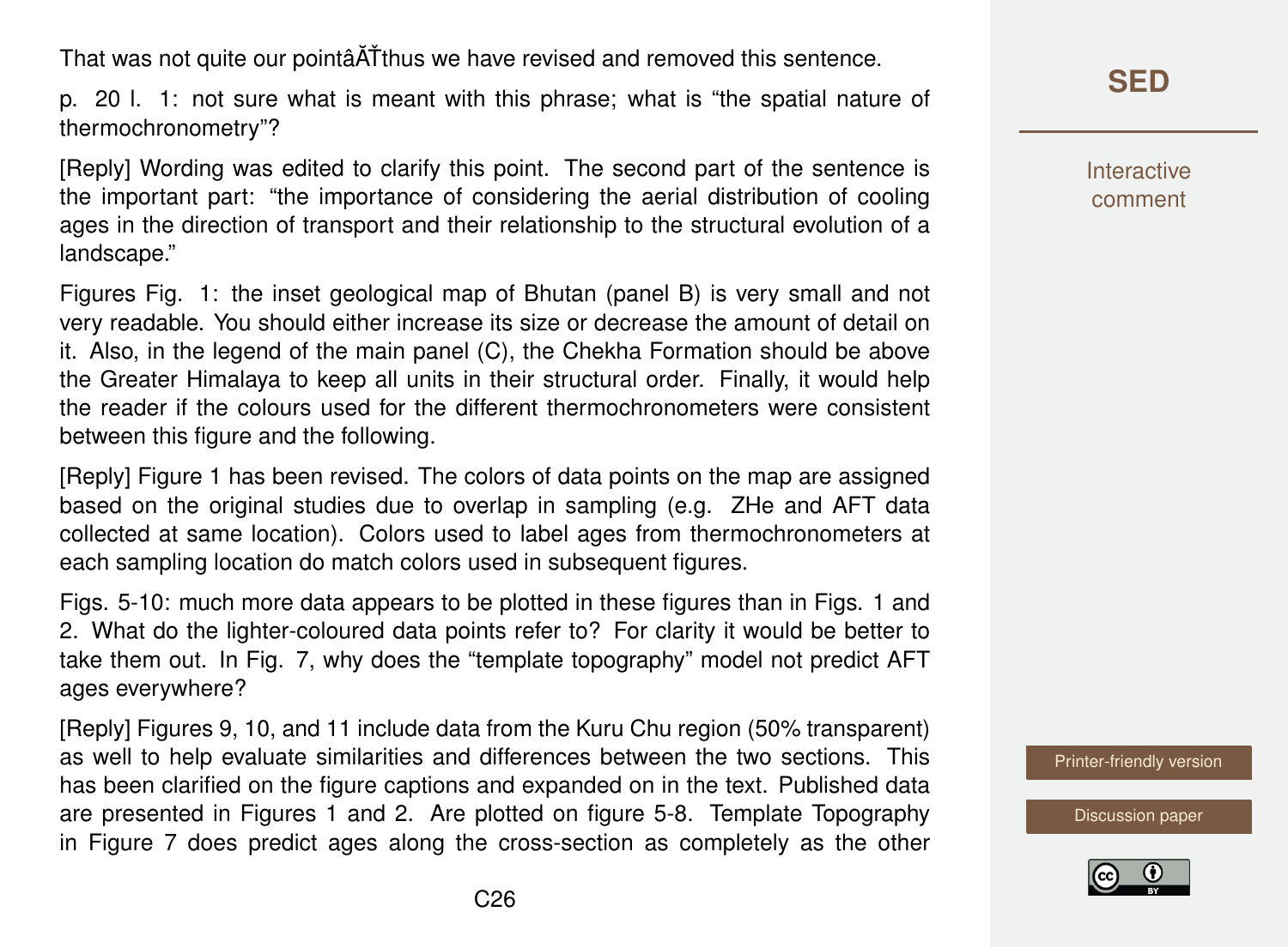That was not quite our pointâĂŤthus we have revised and removed this sentence.

p. 20 l. 1: not sure what is meant with this phrase; what is “the spatial nature of thermochronometry”?

[Reply] Wording was edited to clarify this point. The second part of the sentence is the important part: “the importance of considering the aerial distribution of cooling ages in the direction of transport and their relationship to the structural evolution of a landscape.”

Figures Fig. 1: the inset geological map of Bhutan (panel B) is very small and not very readable. You should either increase its size or decrease the amount of detail on it. Also, in the legend of the main panel (C), the Chekha Formation should be above the Greater Himalaya to keep all units in their structural order. Finally, it would help the reader if the colours used for the different thermochronometers were consistent between this figure and the following.

[Reply] Figure 1 has been revised. The colors of data points on the map are assigned based on the original studies due to overlap in sampling (e.g. ZHe and AFT data collected at same location). Colors used to label ages from thermochronometers at each sampling location do match colors used in subsequent figures.

Figs. 5-10: much more data appears to be plotted in these figures than in Figs. 1 and 2. What do the lighter-coloured data points refer to? For clarity it would be better to take them out. In Fig. 7, why does the “template topography” model not predict AFT ages everywhere?

[Reply] Figures 9, 10, and 11 include data from the Kuru Chu region (50% transparent) as well to help evaluate similarities and differences between the two sections. This has been clarified on the figure captions and expanded on in the text. Published data are presented in Figures 1 and 2. Are plotted on figure 5-8. Template Topography in Figure 7 does predict ages along the cross-section as completely as the other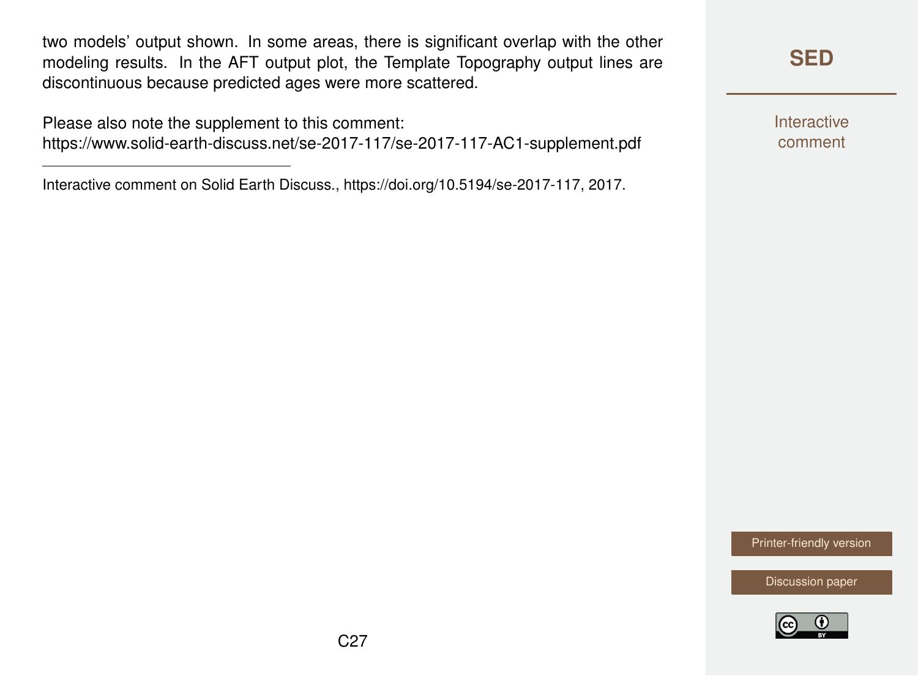two models' output shown. In some areas, there is significant overlap with the other modeling results. In the AFT output plot, the Template Topography output lines are discontinuous because predicted ages were more scattered.

Please also note the supplement to this comment:
https://www.solid-earth-discuss.net/se-2017-117/se-2017-117-AC1-supplement.pdf

---

Interactive comment on Solid Earth Discuss., https://doi.org/10.5194/se-2017-117, 2017.